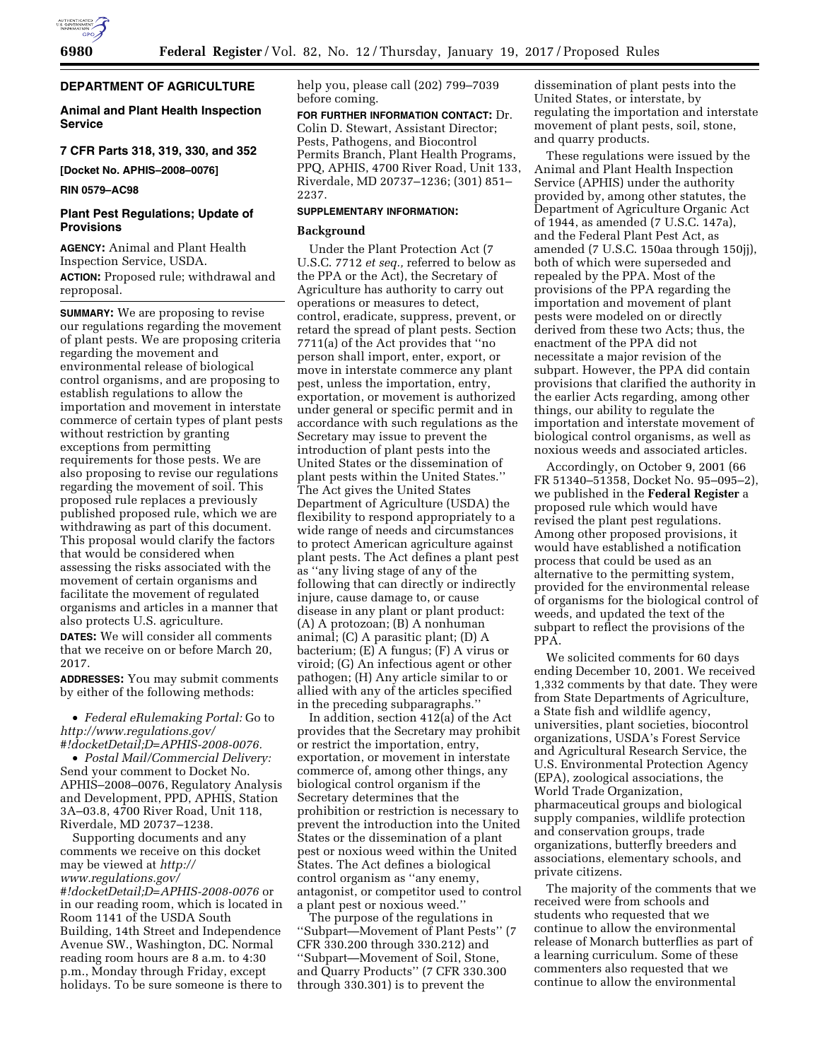**DEPARTMENT OF AGRICULTURE**

**Animal and Plant Health Inspection Service**

**7 CFR Parts 318, 319, 330, and 352**

**[Docket No. APHIS–2008–0076]**

**RIN 0579–AC98**

## Plant Pest Regulations; Update of Provisions

**AGENCY:** Animal and Plant Health Inspection Service, USDA.

**ACTION:** Proposed rule; withdrawal and reproposal.

**SUMMARY:** We are proposing to revise our regulations regarding the movement of plant pests. We are proposing criteria regarding the movement and environmental release of biological control organisms, and are proposing to establish regulations to allow the importation and movement in interstate commerce of certain types of plant pests without restriction by granting exceptions from permitting requirements for those pests. We are also proposing to revise our regulations regarding the movement of soil. This proposed rule replaces a previously published proposed rule, which we are withdrawing as part of this document. This proposal would clarify the factors that would be considered when assessing the risks associated with the movement of certain organisms and facilitate the movement of regulated organisms and articles in a manner that also protects U.S. agriculture.

**DATES:** We will consider all comments that we receive on or before March 20, 2017.

**ADDRESSES:** You may submit comments by either of the following methods:

- *Federal eRulemaking Portal:* Go to *http://www.regulations.gov/#!docketDetail;D=APHIS-2008-0076.*
- *Postal Mail/Commercial Delivery:* Send your comment to Docket No. APHIS–2008–0076, Regulatory Analysis and Development, PPD, APHIS, Station 3A–03.8, 4700 River Road, Unit 118, Riverdale, MD 20737–1238.

Supporting documents and any comments we receive on this docket may be viewed at *http://www.regulations.gov/#!docketDetail;D=APHIS-2008-0076* or in our reading room, which is located in Room 1141 of the USDA South Building, 14th Street and Independence Avenue SW., Washington, DC. Normal reading room hours are 8 a.m. to 4:30 p.m., Monday through Friday, except holidays. To be sure someone is there to help you, please call (202) 799–7039 before coming.

**FOR FURTHER INFORMATION CONTACT:** Dr. Colin D. Stewart, Assistant Director; Pests, Pathogens, and Biocontrol Permits Branch, Plant Health Programs, PPQ, APHIS, 4700 River Road, Unit 133, Riverdale, MD 20737–1236; (301) 851–2237.

**SUPPLEMENTARY INFORMATION:**

### Background

Under the Plant Protection Act (7 U.S.C. 7712 *et seq.,* referred to below as the PPA or the Act), the Secretary of Agriculture has authority to carry out operations or measures to detect, control, eradicate, suppress, prevent, or retard the spread of plant pests. Section 7711(a) of the Act provides that "no person shall import, enter, export, or move in interstate commerce any plant pest, unless the importation, entry, exportation, or movement is authorized under general or specific permit and in accordance with such regulations as the Secretary may issue to prevent the introduction of plant pests into the United States or the dissemination of plant pests within the United States." The Act gives the United States Department of Agriculture (USDA) the flexibility to respond appropriately to a wide range of needs and circumstances to protect American agriculture against plant pests. The Act defines a plant pest as "any living stage of any of the following that can directly or indirectly injure, cause damage to, or cause disease in any plant or plant product: (A) A protozoan; (B) A nonhuman animal; (C) A parasitic plant; (D) A bacterium; (E) A fungus; (F) A virus or viroid; (G) An infectious agent or other pathogen; (H) Any article similar to or allied with any of the articles specified in the preceding subparagraphs."

In addition, section 412(a) of the Act provides that the Secretary may prohibit or restrict the importation, entry, exportation, or movement in interstate commerce of, among other things, any biological control organism if the Secretary determines that the prohibition or restriction is necessary to prevent the introduction into the United States or the dissemination of a plant pest or noxious weed within the United States. The Act defines a biological control organism as "any enemy, antagonist, or competitor used to control a plant pest or noxious weed."

The purpose of the regulations in "Subpart—Movement of Plant Pests" (7 CFR 330.200 through 330.212) and "Subpart—Movement of Soil, Stone, and Quarry Products" (7 CFR 330.300 through 330.301) is to prevent the dissemination of plant pests into the United States, or interstate, by regulating the importation and interstate movement of plant pests, soil, stone, and quarry products.

These regulations were issued by the Animal and Plant Health Inspection Service (APHIS) under the authority provided by, among other statutes, the Department of Agriculture Organic Act of 1944, as amended (7 U.S.C. 147a), and the Federal Plant Pest Act, as amended (7 U.S.C. 150aa through 150jj), both of which were superseded and repealed by the PPA. Most of the provisions of the PPA regarding the importation and movement of plant pests were modeled on or directly derived from these two Acts; thus, the enactment of the PPA did not necessitate a major revision of the subpart. However, the PPA did contain provisions that clarified the authority in the earlier Acts regarding, among other things, our ability to regulate the importation and interstate movement of biological control organisms, as well as noxious weeds and associated articles.

Accordingly, on October 9, 2001 (66 FR 51340–51358, Docket No. 95–095–2), we published in the **Federal Register** a proposed rule which would have revised the plant pest regulations. Among other proposed provisions, it would have established a notification process that could be used as an alternative to the permitting system, provided for the environmental release of organisms for the biological control of weeds, and updated the text of the subpart to reflect the provisions of the PPA.

We solicited comments for 60 days ending December 10, 2001. We received 1,332 comments by that date. They were from State Departments of Agriculture, a State fish and wildlife agency, universities, plant societies, biocontrol organizations, USDA's Forest Service and Agricultural Research Service, the U.S. Environmental Protection Agency (EPA), zoological associations, the World Trade Organization, pharmaceutical groups and biological supply companies, wildlife protection and conservation groups, trade organizations, butterfly breeders and associations, elementary schools, and private citizens.

The majority of the comments that we received were from schools and students who requested that we continue to allow the environmental release of Monarch butterflies as part of a learning curriculum. Some of these commenters also requested that we continue to allow the environmental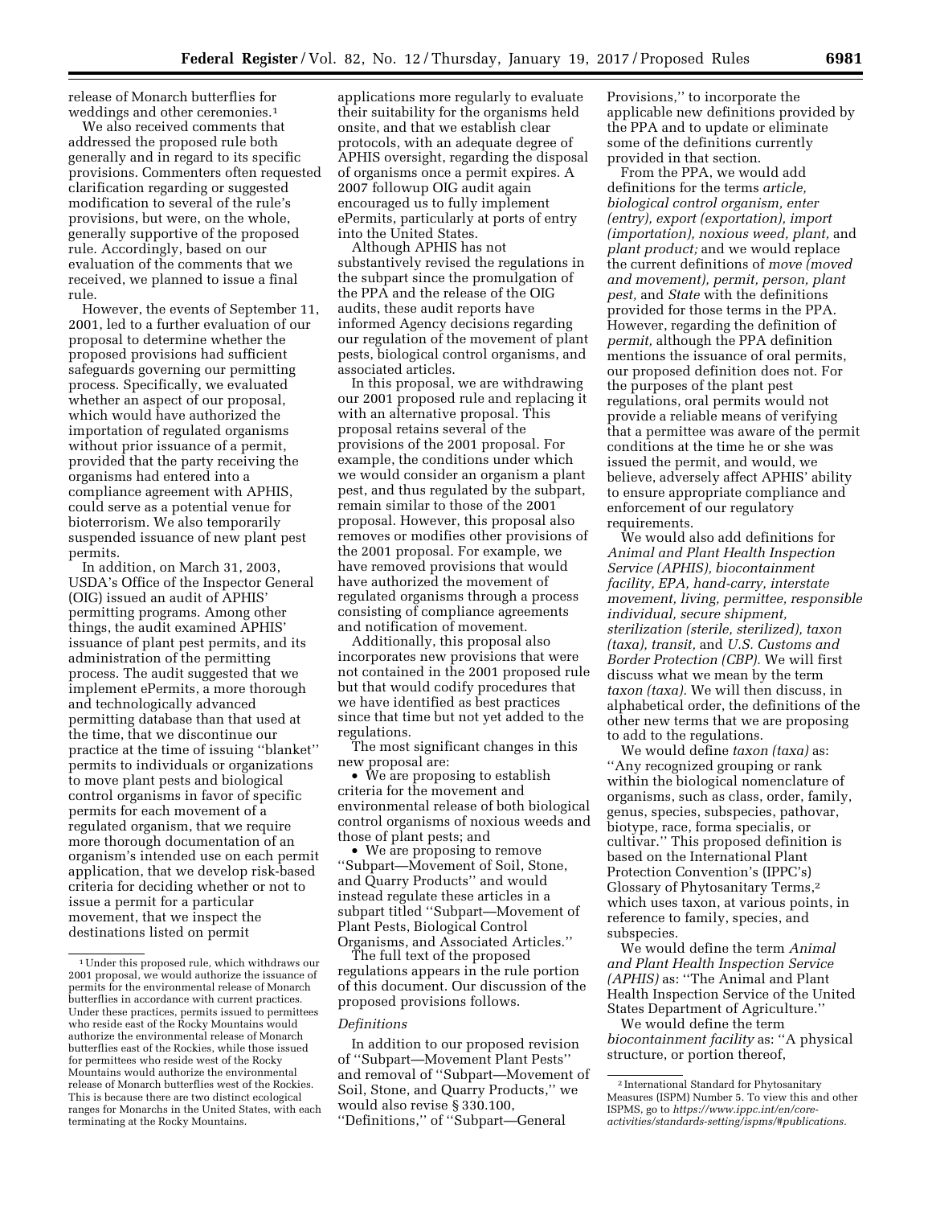release of Monarch butterflies for weddings and other ceremonies.[1]

We also received comments that addressed the proposed rule both generally and in regard to its specific provisions. Commenters often requested clarification regarding or suggested modification to several of the rule's provisions, but were, on the whole, generally supportive of the proposed rule. Accordingly, based on our evaluation of the comments that we received, we planned to issue a final rule.

However, the events of September 11, 2001, led to a further evaluation of our proposal to determine whether the proposed provisions had sufficient safeguards governing our permitting process. Specifically, we evaluated whether an aspect of our proposal, which would have authorized the importation of regulated organisms without prior issuance of a permit, provided that the party receiving the organisms had entered into a compliance agreement with APHIS, could serve as a potential venue for bioterrorism. We also temporarily suspended issuance of new plant pest permits.

In addition, on March 31, 2003, USDA's Office of the Inspector General (OIG) issued an audit of APHIS' permitting programs. Among other things, the audit examined APHIS' issuance of plant pest permits, and its administration of the permitting process. The audit suggested that we implement ePermits, a more thorough and technologically advanced permitting database than that used at the time, that we discontinue our practice at the time of issuing "blanket" permits to individuals or organizations to move plant pests and biological control organisms in favor of specific permits for each movement of a regulated organism, that we require more thorough documentation of an organism's intended use on each permit application, that we develop risk-based criteria for deciding whether or not to issue a permit for a particular movement, that we inspect the destinations listed on permit applications more regularly to evaluate their suitability for the organisms held onsite, and that we establish clear protocols, with an adequate degree of APHIS oversight, regarding the disposal of organisms once a permit expires. A 2007 followup OIG audit again encouraged us to fully implement ePermits, particularly at ports of entry into the United States.

Although APHIS has not substantively revised the regulations in the subpart since the promulgation of the PPA and the release of the OIG audits, these audit reports have informed Agency decisions regarding our regulation of the movement of plant pests, biological control organisms, and associated articles.

In this proposal, we are withdrawing our 2001 proposed rule and replacing it with an alternative proposal. This proposal retains several of the provisions of the 2001 proposal. For example, the conditions under which we would consider an organism a plant pest, and thus regulated by the subpart, remain similar to those of the 2001 proposal. However, this proposal also removes or modifies other provisions of the 2001 proposal. For example, we have removed provisions that would have authorized the movement of regulated organisms through a process consisting of compliance agreements and notification of movement.

Additionally, this proposal also incorporates new provisions that were not contained in the 2001 proposed rule but that would codify procedures that we have identified as best practices since that time but not yet added to the regulations.

The most significant changes in this new proposal are:

- We are proposing to establish criteria for the movement and environmental release of both biological control organisms of noxious weeds and those of plant pests; and
- We are proposing to remove "Subpart—Movement of Soil, Stone, and Quarry Products" and would instead regulate these articles in a subpart titled "Subpart—Movement of Plant Pests, Biological Control Organisms, and Associated Articles."

The full text of the proposed regulations appears in the rule portion of this document. Our discussion of the proposed provisions follows.

### *Definitions*

In addition to our proposed revision of "Subpart—Movement Plant Pests" and removal of "Subpart—Movement of Soil, Stone, and Quarry Products," we would also revise § 330.100, "Definitions," of "Subpart—General Provisions," to incorporate the applicable new definitions provided by the PPA and to update or eliminate some of the definitions currently provided in that section.

From the PPA, we would add definitions for the terms *article, biological control organism, enter (entry), export (exportation), import (importation), noxious weed, plant,* and *plant product;* and we would replace the current definitions of *move (moved and movement), permit, person, plant pest,* and *State* with the definitions provided for those terms in the PPA. However, regarding the definition of *permit,* although the PPA definition mentions the issuance of oral permits, our proposed definition does not. For the purposes of the plant pest regulations, oral permits would not provide a reliable means of verifying that a permittee was aware of the permit conditions at the time he or she was issued the permit, and would, we believe, adversely affect APHIS' ability to ensure appropriate compliance and enforcement of our regulatory requirements.

We would also add definitions for *Animal and Plant Health Inspection Service (APHIS), biocontainment facility, EPA, hand-carry, interstate movement, living, permittee, responsible individual, secure shipment, sterilization (sterile, sterilized), taxon (taxa), transit,* and *U.S. Customs and Border Protection (CBP).* We will first discuss what we mean by the term *taxon (taxa).* We will then discuss, in alphabetical order, the definitions of the other new terms that we are proposing to add to the regulations.

We would define *taxon (taxa)* as: "Any recognized grouping or rank within the biological nomenclature of organisms, such as class, order, family, genus, species, subspecies, pathovar, biotype, race, forma specialis, or cultivar." This proposed definition is based on the International Plant Protection Convention's (IPPC's) Glossary of Phytosanitary Terms,[2] which uses taxon, at various points, in reference to family, species, and subspecies.

We would define the term *Animal and Plant Health Inspection Service (APHIS)* as: "The Animal and Plant Health Inspection Service of the United States Department of Agriculture."

We would define the term *biocontainment facility* as: "A physical structure, or portion thereof,

---

[1] Under this proposed rule, which withdraws our 2001 proposal, we would authorize the issuance of permits for the environmental release of Monarch butterflies in accordance with current practices. Under these practices, permits issued to permittees who reside east of the Rocky Mountains would authorize the environmental release of Monarch butterflies east of the Rockies, while those issued for permittees who reside west of the Rocky Mountains would authorize the environmental release of Monarch butterflies west of the Rockies. This is because there are two distinct ecological ranges for Monarchs in the United States, with each terminating at the Rocky Mountains.

[2] International Standard for Phytosanitary Measures (ISPM) Number 5. To view this and other ISPMS, go to *https://www.ippc.int/en/core-activities/standards-setting/ispms/#publications.*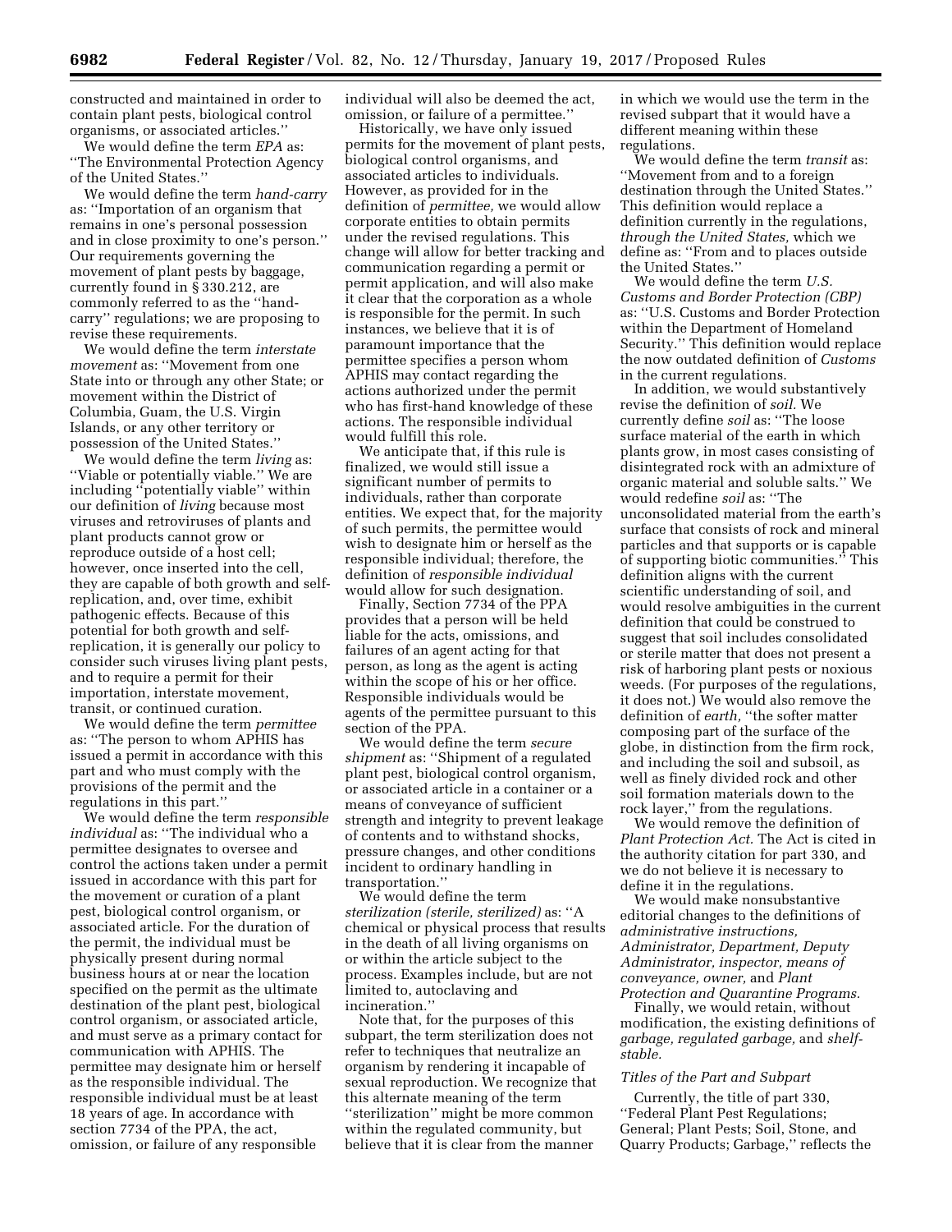constructed and maintained in order to contain plant pests, biological control organisms, or associated articles.''

We would define the term *EPA* as: ''The Environmental Protection Agency of the United States.''

We would define the term *hand-carry* as: ''Importation of an organism that remains in one's personal possession and in close proximity to one's person.'' Our requirements governing the movement of plant pests by baggage, currently found in § 330.212, are commonly referred to as the ''hand-carry'' regulations; we are proposing to revise these requirements.

We would define the term *interstate movement* as: ''Movement from one State into or through any other State; or movement within the District of Columbia, Guam, the U.S. Virgin Islands, or any other territory or possession of the United States.''

We would define the term *living* as: ''Viable or potentially viable.'' We are including ''potentially viable'' within our definition of *living* because most viruses and retroviruses of plants and plant products cannot grow or reproduce outside of a host cell; however, once inserted into the cell, they are capable of both growth and self-replication, and, over time, exhibit pathogenic effects. Because of this potential for both growth and self-replication, it is generally our policy to consider such viruses living plant pests, and to require a permit for their importation, interstate movement, transit, or continued curation.

We would define the term *permittee* as: ''The person to whom APHIS has issued a permit in accordance with this part and who must comply with the provisions of the permit and the regulations in this part.''

We would define the term *responsible individual* as: ''The individual who a permittee designates to oversee and control the actions taken under a permit issued in accordance with this part for the movement or curation of a plant pest, biological control organism, or associated article. For the duration of the permit, the individual must be physically present during normal business hours at or near the location specified on the permit as the ultimate destination of the plant pest, biological control organism, or associated article, and must serve as a primary contact for communication with APHIS. The permittee may designate him or herself as the responsible individual. The responsible individual must be at least 18 years of age. In accordance with section 7734 of the PPA, the act, omission, or failure of any responsible individual will also be deemed the act, omission, or failure of a permittee.''

Historically, we have only issued permits for the movement of plant pests, biological control organisms, and associated articles to individuals. However, as provided for in the definition of *permittee,* we would allow corporate entities to obtain permits under the revised regulations. This change will allow for better tracking and communication regarding a permit or permit application, and will also make it clear that the corporation as a whole is responsible for the permit. In such instances, we believe that it is of paramount importance that the permittee specifies a person whom APHIS may contact regarding the actions authorized under the permit who has first-hand knowledge of these actions. The responsible individual would fulfill this role.

We anticipate that, if this rule is finalized, we would still issue a significant number of permits to individuals, rather than corporate entities. We expect that, for the majority of such permits, the permittee would wish to designate him or herself as the responsible individual; therefore, the definition of *responsible individual* would allow for such designation.

Finally, Section 7734 of the PPA provides that a person will be held liable for the acts, omissions, and failures of an agent acting for that person, as long as the agent is acting within the scope of his or her office. Responsible individuals would be agents of the permittee pursuant to this section of the PPA.

We would define the term *secure shipment* as: ''Shipment of a regulated plant pest, biological control organism, or associated article in a container or a means of conveyance of sufficient strength and integrity to prevent leakage of contents and to withstand shocks, pressure changes, and other conditions incident to ordinary handling in transportation.''

We would define the term *sterilization (sterile, sterilized)* as: ''A chemical or physical process that results in the death of all living organisms on or within the article subject to the process. Examples include, but are not limited to, autoclaving and incineration.''

Note that, for the purposes of this subpart, the term sterilization does not refer to techniques that neutralize an organism by rendering it incapable of sexual reproduction. We recognize that this alternate meaning of the term ''sterilization'' might be more common within the regulated community, but believe that it is clear from the manner in which we would use the term in the revised subpart that it would have a different meaning within these regulations.

We would define the term *transit* as: ''Movement from and to a foreign destination through the United States.'' This definition would replace a definition currently in the regulations, *through the United States,* which we define as: ''From and to places outside the United States.''

We would define the term *U.S. Customs and Border Protection (CBP)* as: ''U.S. Customs and Border Protection within the Department of Homeland Security.'' This definition would replace the now outdated definition of *Customs* in the current regulations.

In addition, we would substantively revise the definition of *soil.* We currently define *soil* as: ''The loose surface material of the earth in which plants grow, in most cases consisting of disintegrated rock with an admixture of organic material and soluble salts.'' We would redefine *soil* as: ''The unconsolidated material from the earth's surface that consists of rock and mineral particles and that supports or is capable of supporting biotic communities.'' This definition aligns with the current scientific understanding of soil, and would resolve ambiguities in the current definition that could be construed to suggest that soil includes consolidated or sterile matter that does not present a risk of harboring plant pests or noxious weeds. (For purposes of the regulations, it does not.) We would also remove the definition of *earth,* ''the softer matter composing part of the surface of the globe, in distinction from the firm rock, and including the soil and subsoil, as well as finely divided rock and other soil formation materials down to the rock layer,'' from the regulations.

We would remove the definition of *Plant Protection Act.* The Act is cited in the authority citation for part 330, and we do not believe it is necessary to define it in the regulations.

We would make nonsubstantive editorial changes to the definitions of *administrative instructions, Administrator, Department, Deputy Administrator, inspector, means of conveyance, owner,* and *Plant Protection and Quarantine Programs.*

Finally, we would retain, without modification, the existing definitions of *garbage, regulated garbage,* and *shelf-stable.*

### *Titles of the Part and Subpart*

Currently, the title of part 330, ''Federal Plant Pest Regulations; General; Plant Pests; Soil, Stone, and Quarry Products; Garbage,'' reflects the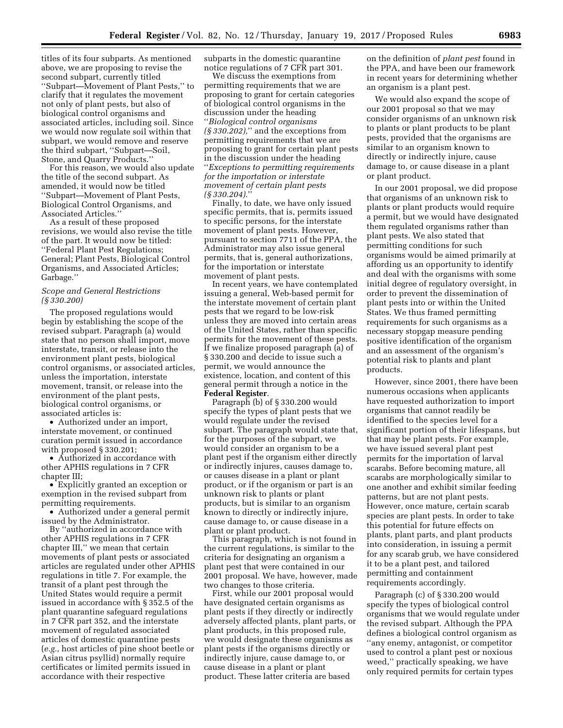titles of its four subparts. As mentioned above, we are proposing to revise the second subpart, currently titled ''Subpart—Movement of Plant Pests,'' to clarify that it regulates the movement not only of plant pests, but also of biological control organisms and associated articles, including soil. Since we would now regulate soil within that subpart, we would remove and reserve the third subpart, ''Subpart—Soil, Stone, and Quarry Products.''

For this reason, we would also update the title of the second subpart. As amended, it would now be titled ''Subpart—Movement of Plant Pests, Biological Control Organisms, and Associated Articles.''

As a result of these proposed revisions, we would also revise the title of the part. It would now be titled: ''Federal Plant Pest Regulations; General; Plant Pests, Biological Control Organisms, and Associated Articles; Garbage.''

*Scope and General Restrictions (§ 330.200)*

The proposed regulations would begin by establishing the scope of the revised subpart. Paragraph (a) would state that no person shall import, move interstate, transit, or release into the environment plant pests, biological control organisms, or associated articles, unless the importation, interstate movement, transit, or release into the environment of the plant pests, biological control organisms, or associated articles is:

- Authorized under an import, interstate movement, or continued curation permit issued in accordance with proposed § 330.201;
- Authorized in accordance with other APHIS regulations in 7 CFR chapter III;
- Explicitly granted an exception or exemption in the revised subpart from permitting requirements.
- Authorized under a general permit issued by the Administrator.

By ''authorized in accordance with other APHIS regulations in 7 CFR chapter III,'' we mean that certain movements of plant pests or associated articles are regulated under other APHIS regulations in title 7. For example, the transit of a plant pest through the United States would require a permit issued in accordance with § 352.5 of the plant quarantine safeguard regulations in 7 CFR part 352, and the interstate movement of regulated associated articles of domestic quarantine pests (*e.g.,* host articles of pine shoot beetle or Asian citrus psyllid) normally require certificates or limited permits issued in accordance with their respective subparts in the domestic quarantine notice regulations of 7 CFR part 301.

We discuss the exemptions from permitting requirements that we are proposing to grant for certain categories of biological control organisms in the discussion under the heading ''*Biological control organisms (§ 330.202),*'' and the exceptions from permitting requirements that we are proposing to grant for certain plant pests in the discussion under the heading ''*Exceptions to permitting requirements for the importation or interstate movement of certain plant pests (§ 330.204).*''

Finally, to date, we have only issued specific permits, that is, permits issued to specific persons, for the interstate movement of plant pests. However, pursuant to section 7711 of the PPA, the Administrator may also issue general permits, that is, general authorizations, for the importation or interstate movement of plant pests.

In recent years, we have contemplated issuing a general, Web-based permit for the interstate movement of certain plant pests that we regard to be low-risk unless they are moved into certain areas of the United States, rather than specific permits for the movement of these pests. If we finalize proposed paragraph (a) of § 330.200 and decide to issue such a permit, we would announce the existence, location, and content of this general permit through a notice in the **Federal Register**.

Paragraph (b) of § 330.200 would specify the types of plant pests that we would regulate under the revised subpart. The paragraph would state that, for the purposes of the subpart, we would consider an organism to be a plant pest if the organism either directly or indirectly injures, causes damage to, or causes disease in a plant or plant product, or if the organism or part is an unknown risk to plants or plant products, but is similar to an organism known to directly or indirectly injure, cause damage to, or cause disease in a plant or plant product.

This paragraph, which is not found in the current regulations, is similar to the criteria for designating an organism a plant pest that were contained in our 2001 proposal. We have, however, made two changes to those criteria.

First, while our 2001 proposal would have designated certain organisms as plant pests if they directly or indirectly adversely affected plants, plant parts, or plant products, in this proposed rule, we would designate these organisms as plant pests if the organisms directly or indirectly injure, cause damage to, or cause disease in a plant or plant product. These latter criteria are based on the definition of *plant pest* found in the PPA, and have been our framework in recent years for determining whether an organism is a plant pest.

We would also expand the scope of our 2001 proposal so that we may consider organisms of an unknown risk to plants or plant products to be plant pests, provided that the organisms are similar to an organism known to directly or indirectly injure, cause damage to, or cause disease in a plant or plant product.

In our 2001 proposal, we did propose that organisms of an unknown risk to plants or plant products would require a permit, but we would have designated them regulated organisms rather than plant pests. We also stated that permitting conditions for such organisms would be aimed primarily at affording us an opportunity to identify and deal with the organisms with some initial degree of regulatory oversight, in order to prevent the dissemination of plant pests into or within the United States. We thus framed permitting requirements for such organisms as a necessary stopgap measure pending positive identification of the organism and an assessment of the organism's potential risk to plants and plant products.

However, since 2001, there have been numerous occasions when applicants have requested authorization to import organisms that cannot readily be identified to the species level for a significant portion of their lifespans, but that may be plant pests. For example, we have issued several plant pest permits for the importation of larval scarabs. Before becoming mature, all scarabs are morphologically similar to one another and exhibit similar feeding patterns, but are not plant pests. However, once mature, certain scarab species are plant pests. In order to take this potential for future effects on plants, plant parts, and plant products into consideration, in issuing a permit for any scarab grub, we have considered it to be a plant pest, and tailored permitting and containment requirements accordingly.

Paragraph (c) of § 330.200 would specify the types of biological control organisms that we would regulate under the revised subpart. Although the PPA defines a biological control organism as ''any enemy, antagonist, or competitor used to control a plant pest or noxious weed,'' practically speaking, we have only required permits for certain types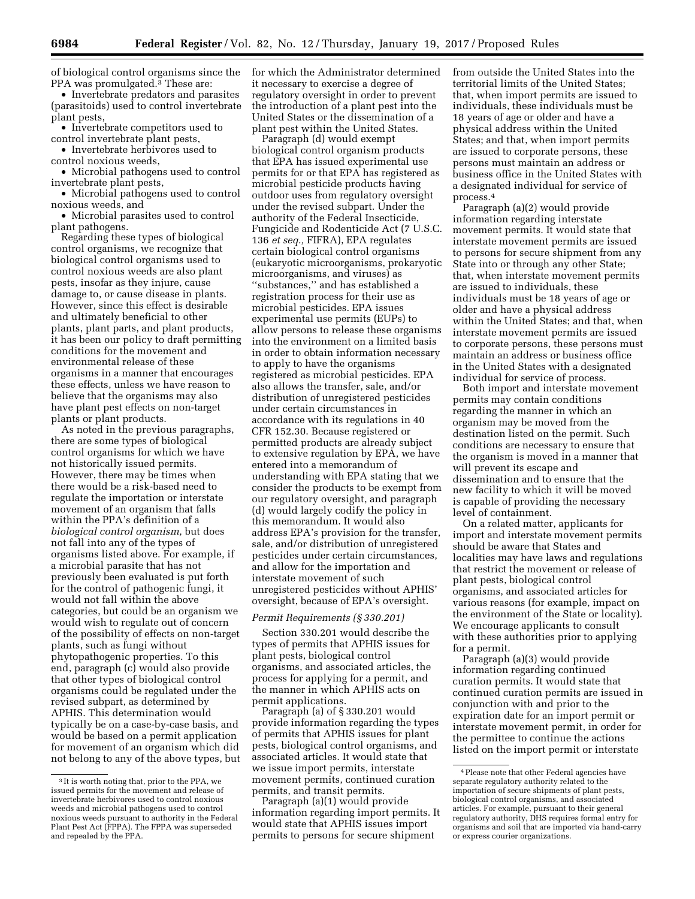of biological control organisms since the PPA was promulgated.[3] These are:

- Invertebrate predators and parasites (parasitoids) used to control invertebrate plant pests,
- Invertebrate competitors used to control invertebrate plant pests,
- Invertebrate herbivores used to control noxious weeds,
- Microbial pathogens used to control invertebrate plant pests,
- Microbial pathogens used to control noxious weeds, and
- Microbial parasites used to control plant pathogens.

Regarding these types of biological control organisms, we recognize that biological control organisms used to control noxious weeds are also plant pests, insofar as they injure, cause damage to, or cause disease in plants. However, since this effect is desirable and ultimately beneficial to other plants, plant parts, and plant products, it has been our policy to draft permitting conditions for the movement and environmental release of these organisms in a manner that encourages these effects, unless we have reason to believe that the organisms may also have plant pest effects on non-target plants or plant products.

As noted in the previous paragraphs, there are some types of biological control organisms for which we have not historically issued permits. However, there may be times when there would be a risk-based need to regulate the importation or interstate movement of an organism that falls within the PPA's definition of a *biological control organism,* but does not fall into any of the types of organisms listed above. For example, if a microbial parasite that has not previously been evaluated is put forth for the control of pathogenic fungi, it would not fall within the above categories, but could be an organism we would wish to regulate out of concern of the possibility of effects on non-target plants, such as fungi without phytopathogenic properties. To this end, paragraph (c) would also provide that other types of biological control organisms could be regulated under the revised subpart, as determined by APHIS. This determination would typically be on a case-by-case basis, and would be based on a permit application for movement of an organism which did not belong to any of the above types, but for which the Administrator determined it necessary to exercise a degree of regulatory oversight in order to prevent the introduction of a plant pest into the United States or the dissemination of a plant pest within the United States.

Paragraph (d) would exempt biological control organism products that EPA has issued experimental use permits for or that EPA has registered as microbial pesticide products having outdoor uses from regulatory oversight under the revised subpart. Under the authority of the Federal Insecticide, Fungicide and Rodenticide Act (7 U.S.C. 136 *et seq.,* FIFRA), EPA regulates certain biological control organisms (eukaryotic microorganisms, prokaryotic microorganisms, and viruses) as "substances," and has established a registration process for their use as microbial pesticides. EPA issues experimental use permits (EUPs) to allow persons to release these organisms into the environment on a limited basis in order to obtain information necessary to apply to have the organisms registered as microbial pesticides. EPA also allows the transfer, sale, and/or distribution of unregistered pesticides under certain circumstances in accordance with its regulations in 40 CFR 152.30. Because registered or permitted products are already subject to extensive regulation by EPA, we have entered into a memorandum of understanding with EPA stating that we consider the products to be exempt from our regulatory oversight, and paragraph (d) would largely codify the policy in this memorandum. It would also address EPA's provision for the transfer, sale, and/or distribution of unregistered pesticides under certain circumstances, and allow for the importation and interstate movement of such unregistered pesticides without APHIS' oversight, because of EPA's oversight.

*Permit Requirements (§ 330.201)*

Section 330.201 would describe the types of permits that APHIS issues for plant pests, biological control organisms, and associated articles, the process for applying for a permit, and the manner in which APHIS acts on permit applications.

Paragraph (a) of § 330.201 would provide information regarding the types of permits that APHIS issues for plant pests, biological control organisms, and associated articles. It would state that we issue import permits, interstate movement permits, continued curation permits, and transit permits.

Paragraph (a)(1) would provide information regarding import permits. It would state that APHIS issues import permits to persons for secure shipment from outside the United States into the territorial limits of the United States; that, when import permits are issued to individuals, these individuals must be 18 years of age or older and have a physical address within the United States; and that, when import permits are issued to corporate persons, these persons must maintain an address or business office in the United States with a designated individual for service of process.[4]

Paragraph (a)(2) would provide information regarding interstate movement permits. It would state that interstate movement permits are issued to persons for secure shipment from any State into or through any other State; that, when interstate movement permits are issued to individuals, these individuals must be 18 years of age or older and have a physical address within the United States; and that, when interstate movement permits are issued to corporate persons, these persons must maintain an address or business office in the United States with a designated individual for service of process.

Both import and interstate movement permits may contain conditions regarding the manner in which an organism may be moved from the destination listed on the permit. Such conditions are necessary to ensure that the organism is moved in a manner that will prevent its escape and dissemination and to ensure that the new facility to which it will be moved is capable of providing the necessary level of containment.

On a related matter, applicants for import and interstate movement permits should be aware that States and localities may have laws and regulations that restrict the movement or release of plant pests, biological control organisms, and associated articles for various reasons (for example, impact on the environment of the State or locality). We encourage applicants to consult with these authorities prior to applying for a permit.

Paragraph (a)(3) would provide information regarding continued curation permits. It would state that continued curation permits are issued in conjunction with and prior to the expiration date for an import permit or interstate movement permit, in order for the permittee to continue the actions listed on the import permit or interstate

---

[3] It is worth noting that, prior to the PPA, we issued permits for the movement and release of invertebrate herbivores used to control noxious weeds and microbial pathogens used to control noxious weeds pursuant to authority in the Federal Plant Pest Act (FPPA). The FPPA was superseded and repealed by the PPA.

[4] Please note that other Federal agencies have separate regulatory authority related to the importation of secure shipments of plant pests, biological control organisms, and associated articles. For example, pursuant to their general regulatory authority, DHS requires formal entry for organisms and soil that are imported via hand-carry or express courier organizations.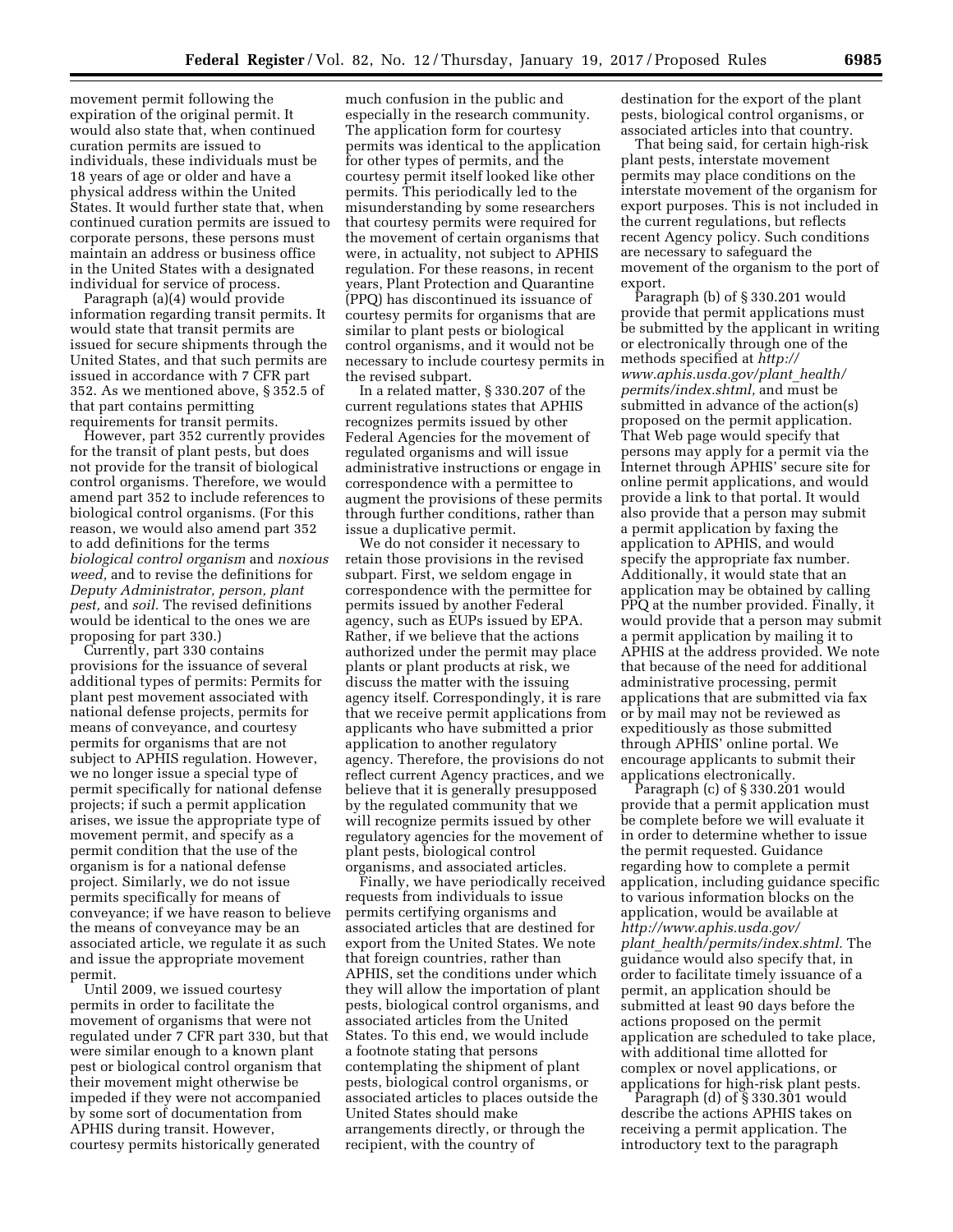movement permit following the expiration of the original permit. It would also state that, when continued curation permits are issued to individuals, these individuals must be 18 years of age or older and have a physical address within the United States. It would further state that, when continued curation permits are issued to corporate persons, these persons must maintain an address or business office in the United States with a designated individual for service of process.

Paragraph (a)(4) would provide information regarding transit permits. It would state that transit permits are issued for secure shipments through the United States, and that such permits are issued in accordance with 7 CFR part 352. As we mentioned above, § 352.5 of that part contains permitting requirements for transit permits.

However, part 352 currently provides for the transit of plant pests, but does not provide for the transit of biological control organisms. Therefore, we would amend part 352 to include references to biological control organisms. (For this reason, we would also amend part 352 to add definitions for the terms *biological control organism* and *noxious weed,* and to revise the definitions for *Deputy Administrator, person, plant pest,* and *soil.* The revised definitions would be identical to the ones we are proposing for part 330.)

Currently, part 330 contains provisions for the issuance of several additional types of permits: Permits for plant pest movement associated with national defense projects, permits for means of conveyance, and courtesy permits for organisms that are not subject to APHIS regulation. However, we no longer issue a special type of permit specifically for national defense projects; if such a permit application arises, we issue the appropriate type of movement permit, and specify as a permit condition that the use of the organism is for a national defense project. Similarly, we do not issue permits specifically for means of conveyance; if we have reason to believe the means of conveyance may be an associated article, we regulate it as such and issue the appropriate movement permit.

Until 2009, we issued courtesy permits in order to facilitate the movement of organisms that were not regulated under 7 CFR part 330, but that were similar enough to a known plant pest or biological control organism that their movement might otherwise be impeded if they were not accompanied by some sort of documentation from APHIS during transit. However, courtesy permits historically generated much confusion in the public and especially in the research community. The application form for courtesy permits was identical to the application for other types of permits, and the courtesy permit itself looked like other permits. This periodically led to the misunderstanding by some researchers that courtesy permits were required for the movement of certain organisms that were, in actuality, not subject to APHIS regulation. For these reasons, in recent years, Plant Protection and Quarantine (PPQ) has discontinued its issuance of courtesy permits for organisms that are similar to plant pests or biological control organisms, and it would not be necessary to include courtesy permits in the revised subpart.

In a related matter, § 330.207 of the current regulations states that APHIS recognizes permits issued by other Federal Agencies for the movement of regulated organisms and will issue administrative instructions or engage in correspondence with a permittee to augment the provisions of these permits through further conditions, rather than issue a duplicative permit.

We do not consider it necessary to retain those provisions in the revised subpart. First, we seldom engage in correspondence with the permittee for permits issued by another Federal agency, such as EUPs issued by EPA. Rather, if we believe that the actions authorized under the permit may place plants or plant products at risk, we discuss the matter with the issuing agency itself. Correspondingly, it is rare that we receive permit applications from applicants who have submitted a prior application to another regulatory agency. Therefore, the provisions do not reflect current Agency practices, and we believe that it is generally presupposed by the regulated community that we will recognize permits issued by other regulatory agencies for the movement of plant pests, biological control organisms, and associated articles.

Finally, we have periodically received requests from individuals to issue permits certifying organisms and associated articles that are destined for export from the United States. We note that foreign countries, rather than APHIS, set the conditions under which they will allow the importation of plant pests, biological control organisms, and associated articles from the United States. To this end, we would include a footnote stating that persons contemplating the shipment of plant pests, biological control organisms, or associated articles to places outside the United States should make arrangements directly, or through the recipient, with the country of destination for the export of the plant pests, biological control organisms, or associated articles into that country.

That being said, for certain high-risk plant pests, interstate movement permits may place conditions on the interstate movement of the organism for export purposes. This is not included in the current regulations, but reflects recent Agency policy. Such conditions are necessary to safeguard the movement of the organism to the port of export.

Paragraph (b) of § 330.201 would provide that permit applications must be submitted by the applicant in writing or electronically through one of the methods specified at *http://www.aphis.usda.gov/plant_health/permits/index.shtml,* and must be submitted in advance of the action(s) proposed on the permit application. That Web page would specify that persons may apply for a permit via the Internet through APHIS' secure site for online permit applications, and would provide a link to that portal. It would also provide that a person may submit a permit application by faxing the application to APHIS, and would specify the appropriate fax number. Additionally, it would state that an application may be obtained by calling PPQ at the number provided. Finally, it would provide that a person may submit a permit application by mailing it to APHIS at the address provided. We note that because of the need for additional administrative processing, permit applications that are submitted via fax or by mail may not be reviewed as expeditiously as those submitted through APHIS' online portal. We encourage applicants to submit their applications electronically.

Paragraph (c) of § 330.201 would provide that a permit application must be complete before we will evaluate it in order to determine whether to issue the permit requested. Guidance regarding how to complete a permit application, including guidance specific to various information blocks on the application, would be available at *http://www.aphis.usda.gov/plant_health/permits/index.shtml.* The guidance would also specify that, in order to facilitate timely issuance of a permit, an application should be submitted at least 90 days before the actions proposed on the permit application are scheduled to take place, with additional time allotted for complex or novel applications, or applications for high-risk plant pests.

Paragraph (d) of § 330.301 would describe the actions APHIS takes on receiving a permit application. The introductory text to the paragraph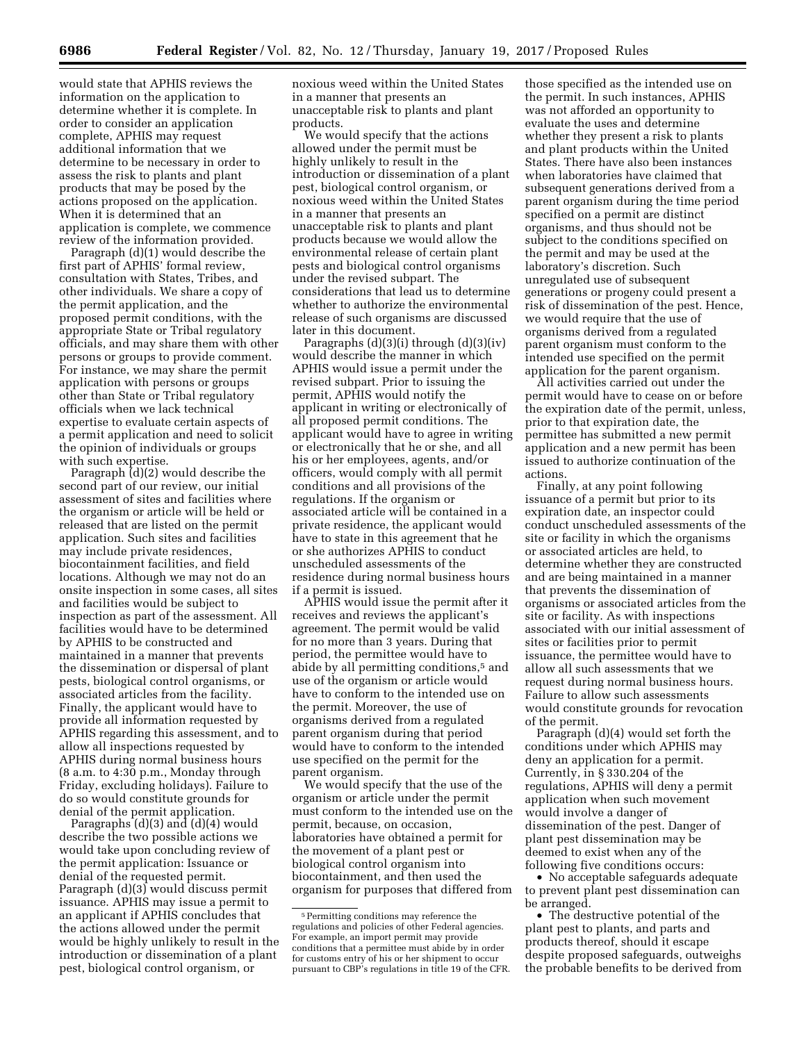would state that APHIS reviews the information on the application to determine whether it is complete. In order to consider an application complete, APHIS may request additional information that we determine to be necessary in order to assess the risk to plants and plant products that may be posed by the actions proposed on the application. When it is determined that an application is complete, we commence review of the information provided.

Paragraph (d)(1) would describe the first part of APHIS' formal review, consultation with States, Tribes, and other individuals. We share a copy of the permit application, and the proposed permit conditions, with the appropriate State or Tribal regulatory officials, and may share them with other persons or groups to provide comment. For instance, we may share the permit application with persons or groups other than State or Tribal regulatory officials when we lack technical expertise to evaluate certain aspects of a permit application and need to solicit the opinion of individuals or groups with such expertise.

Paragraph (d)(2) would describe the second part of our review, our initial assessment of sites and facilities where the organism or article will be held or released that are listed on the permit application. Such sites and facilities may include private residences, biocontainment facilities, and field locations. Although we may not do an onsite inspection in some cases, all sites and facilities would be subject to inspection as part of the assessment. All facilities would have to be determined by APHIS to be constructed and maintained in a manner that prevents the dissemination or dispersal of plant pests, biological control organisms, or associated articles from the facility. Finally, the applicant would have to provide all information requested by APHIS regarding this assessment, and to allow all inspections requested by APHIS during normal business hours (8 a.m. to 4:30 p.m., Monday through Friday, excluding holidays). Failure to do so would constitute grounds for denial of the permit application.

Paragraphs (d)(3) and (d)(4) would describe the two possible actions we would take upon concluding review of the permit application: Issuance or denial of the requested permit. Paragraph (d)(3) would discuss permit issuance. APHIS may issue a permit to an applicant if APHIS concludes that the actions allowed under the permit would be highly unlikely to result in the introduction or dissemination of a plant pest, biological control organism, or noxious weed within the United States in a manner that presents an unacceptable risk to plants and plant products.

We would specify that the actions allowed under the permit must be highly unlikely to result in the introduction or dissemination of a plant pest, biological control organism, or noxious weed within the United States in a manner that presents an unacceptable risk to plants and plant products because we would allow the environmental release of certain plant pests and biological control organisms under the revised subpart. The considerations that lead us to determine whether to authorize the environmental release of such organisms are discussed later in this document.

Paragraphs (d)(3)(i) through (d)(3)(iv) would describe the manner in which APHIS would issue a permit under the revised subpart. Prior to issuing the permit, APHIS would notify the applicant in writing or electronically of all proposed permit conditions. The applicant would have to agree in writing or electronically that he or she, and all his or her employees, agents, and/or officers, would comply with all permit conditions and all provisions of the regulations. If the organism or associated article will be contained in a private residence, the applicant would have to state in this agreement that he or she authorizes APHIS to conduct unscheduled assessments of the residence during normal business hours if a permit is issued.

APHIS would issue the permit after it receives and reviews the applicant's agreement. The permit would be valid for no more than 3 years. During that period, the permittee would have to abide by all permitting conditions,[5] and use of the organism or article would have to conform to the intended use on the permit. Moreover, the use of organisms derived from a regulated parent organism during that period would have to conform to the intended use specified on the permit for the parent organism.

We would specify that the use of the organism or article under the permit must conform to the intended use on the permit, because, on occasion, laboratories have obtained a permit for the movement of a plant pest or biological control organism into biocontainment, and then used the organism for purposes that differed from those specified as the intended use on the permit. In such instances, APHIS was not afforded an opportunity to evaluate the uses and determine whether they present a risk to plants and plant products within the United States. There have also been instances when laboratories have claimed that subsequent generations derived from a parent organism during the time period specified on a permit are distinct organisms, and thus should not be subject to the conditions specified on the permit and may be used at the laboratory's discretion. Such unregulated use of subsequent generations or progeny could present a risk of dissemination of the pest. Hence, we would require that the use of organisms derived from a regulated parent organism must conform to the intended use specified on the permit application for the parent organism.

All activities carried out under the permit would have to cease on or before the expiration date of the permit, unless, prior to that expiration date, the permittee has submitted a new permit application and a new permit has been issued to authorize continuation of the actions.

Finally, at any point following issuance of a permit but prior to its expiration date, an inspector could conduct unscheduled assessments of the site or facility in which the organisms or associated articles are held, to determine whether they are constructed and are being maintained in a manner that prevents the dissemination of organisms or associated articles from the site or facility. As with inspections associated with our initial assessment of sites or facilities prior to permit issuance, the permittee would have to allow all such assessments that we request during normal business hours. Failure to allow such assessments would constitute grounds for revocation of the permit.

Paragraph (d)(4) would set forth the conditions under which APHIS may deny an application for a permit. Currently, in § 330.204 of the regulations, APHIS will deny a permit application when such movement would involve a danger of dissemination of the pest. Danger of plant pest dissemination may be deemed to exist when any of the following five conditions occurs:

- No acceptable safeguards adequate to prevent plant pest dissemination can be arranged.
- The destructive potential of the plant pest to plants, and parts and products thereof, should it escape despite proposed safeguards, outweighs the probable benefits to be derived from

[5] Permitting conditions may reference the regulations and policies of other Federal agencies. For example, an import permit may provide conditions that a permittee must abide by in order for customs entry of his or her shipment to occur pursuant to CBP's regulations in title 19 of the CFR.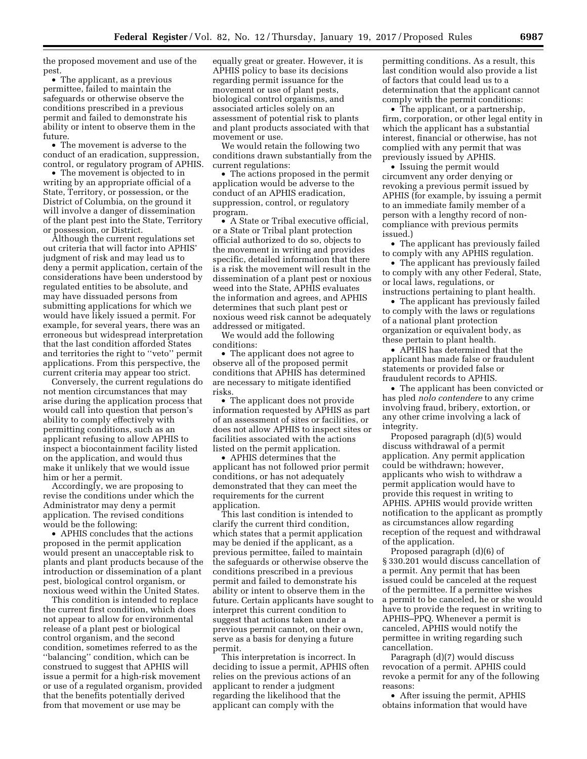the proposed movement and use of the pest.

- The applicant, as a previous permittee, failed to maintain the safeguards or otherwise observe the conditions prescribed in a previous permit and failed to demonstrate his ability or intent to observe them in the future.
- The movement is adverse to the conduct of an eradication, suppression, control, or regulatory program of APHIS.
- The movement is objected to in writing by an appropriate official of a State, Territory, or possession, or the District of Columbia, on the ground it will involve a danger of dissemination of the plant pest into the State, Territory or possession, or District.

Although the current regulations set out criteria that will factor into APHIS' judgment of risk and may lead us to deny a permit application, certain of the considerations have been understood by regulated entities to be absolute, and may have dissuaded persons from submitting applications for which we would have likely issued a permit. For example, for several years, there was an erroneous but widespread interpretation that the last condition afforded States and territories the right to ''veto'' permit applications. From this perspective, the current criteria may appear too strict.

Conversely, the current regulations do not mention circumstances that may arise during the application process that would call into question that person's ability to comply effectively with permitting conditions, such as an applicant refusing to allow APHIS to inspect a biocontainment facility listed on the application, and would thus make it unlikely that we would issue him or her a permit.

Accordingly, we are proposing to revise the conditions under which the Administrator may deny a permit application. The revised conditions would be the following:

- APHIS concludes that the actions proposed in the permit application would present an unacceptable risk to plants and plant products because of the introduction or dissemination of a plant pest, biological control organism, or noxious weed within the United States.

This condition is intended to replace the current first condition, which does not appear to allow for environmental release of a plant pest or biological control organism, and the second condition, sometimes referred to as the ''balancing'' condition, which can be construed to suggest that APHIS will issue a permit for a high-risk movement or use of a regulated organism, provided that the benefits potentially derived from that movement or use may be equally great or greater. However, it is APHIS policy to base its decisions regarding permit issuance for the movement or use of plant pests, biological control organisms, and associated articles solely on an assessment of potential risk to plants and plant products associated with that movement or use.

We would retain the following two conditions drawn substantially from the current regulations:

- The actions proposed in the permit application would be adverse to the conduct of an APHIS eradication, suppression, control, or regulatory program.
- A State or Tribal executive official, or a State or Tribal plant protection official authorized to do so, objects to the movement in writing and provides specific, detailed information that there is a risk the movement will result in the dissemination of a plant pest or noxious weed into the State, APHIS evaluates the information and agrees, and APHIS determines that such plant pest or noxious weed risk cannot be adequately addressed or mitigated.

We would add the following conditions:

- The applicant does not agree to observe all of the proposed permit conditions that APHIS has determined are necessary to mitigate identified risks.
- The applicant does not provide information requested by APHIS as part of an assessment of sites or facilities, or does not allow APHIS to inspect sites or facilities associated with the actions listed on the permit application.
- APHIS determines that the applicant has not followed prior permit conditions, or has not adequately demonstrated that they can meet the requirements for the current application.

This last condition is intended to clarify the current third condition, which states that a permit application may be denied if the applicant, as a previous permittee, failed to maintain the safeguards or otherwise observe the conditions prescribed in a previous permit and failed to demonstrate his ability or intent to observe them in the future. Certain applicants have sought to interpret this current condition to suggest that actions taken under a previous permit cannot, on their own, serve as a basis for denying a future permit.

This interpretation is incorrect. In deciding to issue a permit, APHIS often relies on the previous actions of an applicant to render a judgment regarding the likelihood that the applicant can comply with the permitting conditions. As a result, this last condition would also provide a list of factors that could lead us to a determination that the applicant cannot comply with the permit conditions:

- The applicant, or a partnership, firm, corporation, or other legal entity in which the applicant has a substantial interest, financial or otherwise, has not complied with any permit that was previously issued by APHIS.
- Issuing the permit would circumvent any order denying or revoking a previous permit issued by APHIS (for example, by issuing a permit to an immediate family member of a person with a lengthy record of non-compliance with previous permits issued.)
- The applicant has previously failed to comply with any APHIS regulation.
- The applicant has previously failed to comply with any other Federal, State, or local laws, regulations, or instructions pertaining to plant health.
- The applicant has previously failed to comply with the laws or regulations of a national plant protection organization or equivalent body, as these pertain to plant health.
- APHIS has determined that the applicant has made false or fraudulent statements or provided false or fraudulent records to APHIS.
- The applicant has been convicted or has pled *nolo contendere* to any crime involving fraud, bribery, extortion, or any other crime involving a lack of integrity.

Proposed paragraph (d)(5) would discuss withdrawal of a permit application. Any permit application could be withdrawn; however, applicants who wish to withdraw a permit application would have to provide this request in writing to APHIS. APHIS would provide written notification to the applicant as promptly as circumstances allow regarding reception of the request and withdrawal of the application.

Proposed paragraph (d)(6) of § 330.201 would discuss cancellation of a permit. Any permit that has been issued could be canceled at the request of the permittee. If a permittee wishes a permit to be canceled, he or she would have to provide the request in writing to APHIS–PPQ. Whenever a permit is canceled, APHIS would notify the permittee in writing regarding such cancellation.

Paragraph (d)(7) would discuss revocation of a permit. APHIS could revoke a permit for any of the following reasons:

- After issuing the permit, APHIS obtains information that would have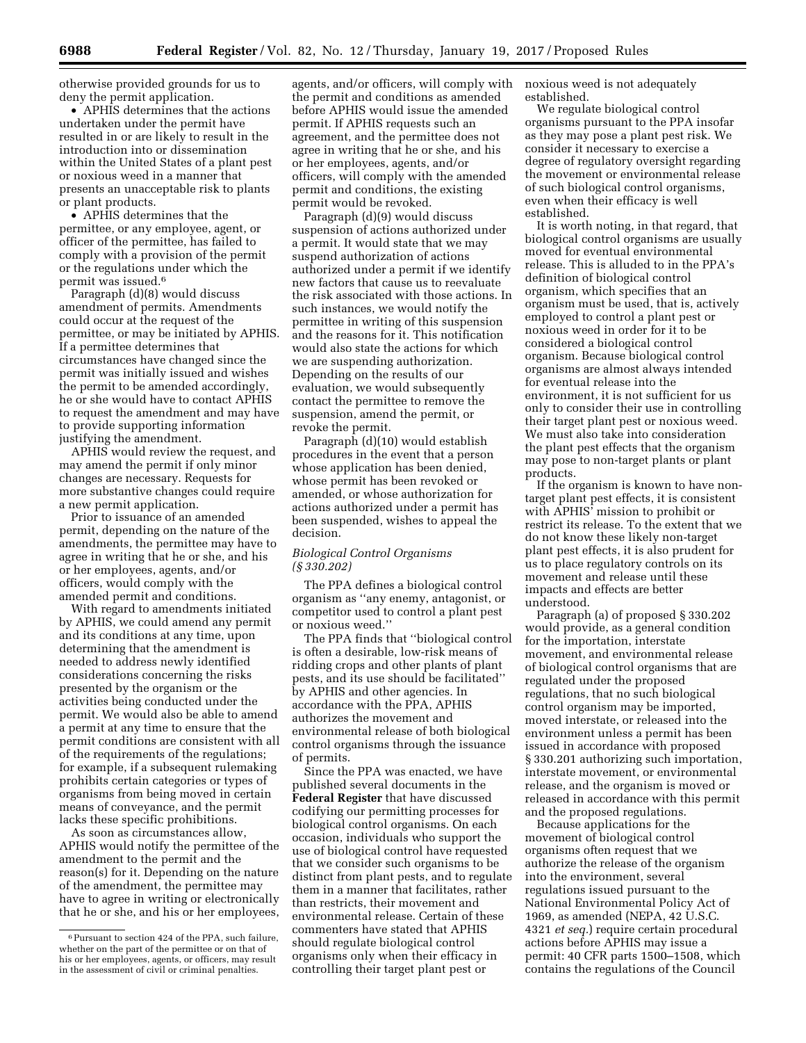otherwise provided grounds for us to deny the permit application.

- APHIS determines that the actions undertaken under the permit have resulted in or are likely to result in the introduction into or dissemination within the United States of a plant pest or noxious weed in a manner that presents an unacceptable risk to plants or plant products.
- APHIS determines that the permittee, or any employee, agent, or officer of the permittee, has failed to comply with a provision of the permit or the regulations under which the permit was issued.[6]

Paragraph (d)(8) would discuss amendment of permits. Amendments could occur at the request of the permittee, or may be initiated by APHIS. If a permittee determines that circumstances have changed since the permit was initially issued and wishes the permit to be amended accordingly, he or she would have to contact APHIS to request the amendment and may have to provide supporting information justifying the amendment.

APHIS would review the request, and may amend the permit if only minor changes are necessary. Requests for more substantive changes could require a new permit application.

Prior to issuance of an amended permit, depending on the nature of the amendments, the permittee may have to agree in writing that he or she, and his or her employees, agents, and/or officers, would comply with the amended permit and conditions.

With regard to amendments initiated by APHIS, we could amend any permit and its conditions at any time, upon determining that the amendment is needed to address newly identified considerations concerning the risks presented by the organism or the activities being conducted under the permit. We would also be able to amend a permit at any time to ensure that the permit conditions are consistent with all of the requirements of the regulations; for example, if a subsequent rulemaking prohibits certain categories or types of organisms from being moved in certain means of conveyance, and the permit lacks these specific prohibitions.

As soon as circumstances allow, APHIS would notify the permittee of the amendment to the permit and the reason(s) for it. Depending on the nature of the amendment, the permittee may have to agree in writing or electronically that he or she, and his or her employees, agents, and/or officers, will comply with the permit and conditions as amended before APHIS would issue the amended permit. If APHIS requests such an agreement, and the permittee does not agree in writing that he or she, and his or her employees, agents, and/or officers, will comply with the amended permit and conditions, the existing permit would be revoked.

Paragraph (d)(9) would discuss suspension of actions authorized under a permit. It would state that we may suspend authorization of actions authorized under a permit if we identify new factors that cause us to reevaluate the risk associated with those actions. In such instances, we would notify the permittee in writing of this suspension and the reasons for it. This notification would also state the actions for which we are suspending authorization. Depending on the results of our evaluation, we would subsequently contact the permittee to remove the suspension, amend the permit, or revoke the permit.

Paragraph (d)(10) would establish procedures in the event that a person whose application has been denied, whose permit has been revoked or amended, or whose authorization for actions authorized under a permit has been suspended, wishes to appeal the decision.

*Biological Control Organisms (§ 330.202)*

The PPA defines a biological control organism as "any enemy, antagonist, or competitor used to control a plant pest or noxious weed."

The PPA finds that "biological control is often a desirable, low-risk means of ridding crops and other plants of plant pests, and its use should be facilitated" by APHIS and other agencies. In accordance with the PPA, APHIS authorizes the movement and environmental release of both biological control organisms through the issuance of permits.

Since the PPA was enacted, we have published several documents in the **Federal Register** that have discussed codifying our permitting processes for biological control organisms. On each occasion, individuals who support the use of biological control have requested that we consider such organisms to be distinct from plant pests, and to regulate them in a manner that facilitates, rather than restricts, their movement and environmental release. Certain of these commenters have stated that APHIS should regulate biological control organisms only when their efficacy in controlling their target plant pest or noxious weed is not adequately established.

We regulate biological control organisms pursuant to the PPA insofar as they may pose a plant pest risk. We consider it necessary to exercise a degree of regulatory oversight regarding the movement or environmental release of such biological control organisms, even when their efficacy is well established.

It is worth noting, in that regard, that biological control organisms are usually moved for eventual environmental release. This is alluded to in the PPA's definition of biological control organism, which specifies that an organism must be used, that is, actively employed to control a plant pest or noxious weed in order for it to be considered a biological control organism. Because biological control organisms are almost always intended for eventual release into the environment, it is not sufficient for us only to consider their use in controlling their target plant pest or noxious weed. We must also take into consideration the plant pest effects that the organism may pose to non-target plants or plant products.

If the organism is known to have non-target plant pest effects, it is consistent with APHIS' mission to prohibit or restrict its release. To the extent that we do not know these likely non-target plant pest effects, it is also prudent for us to place regulatory controls on its movement and release until these impacts and effects are better understood.

Paragraph (a) of proposed § 330.202 would provide, as a general condition for the importation, interstate movement, and environmental release of biological control organisms that are regulated under the proposed regulations, that no such biological control organism may be imported, moved interstate, or released into the environment unless a permit has been issued in accordance with proposed § 330.201 authorizing such importation, interstate movement, or environmental release, and the organism is moved or released in accordance with this permit and the proposed regulations.

Because applications for the movement of biological control organisms often request that we authorize the release of the organism into the environment, several regulations issued pursuant to the National Environmental Policy Act of 1969, as amended (NEPA, 42 U.S.C. 4321 *et seq.*) require certain procedural actions before APHIS may issue a permit: 40 CFR parts 1500–1508, which contains the regulations of the Council

[6] Pursuant to section 424 of the PPA, such failure, whether on the part of the permittee or on that of his or her employees, agents, or officers, may result in the assessment of civil or criminal penalties.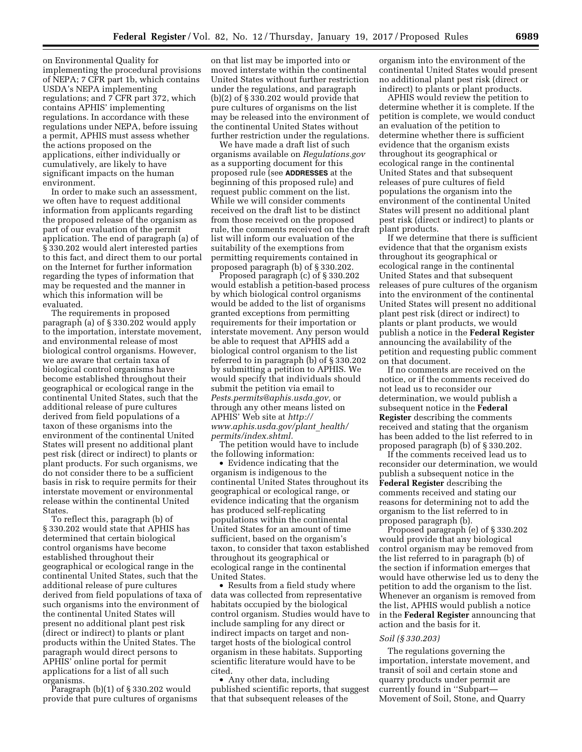on Environmental Quality for implementing the procedural provisions of NEPA; 7 CFR part 1b, which contains USDA's NEPA implementing regulations; and 7 CFR part 372, which contains APHIS' implementing regulations. In accordance with these regulations under NEPA, before issuing a permit, APHIS must assess whether the actions proposed on the applications, either individually or cumulatively, are likely to have significant impacts on the human environment.

In order to make such an assessment, we often have to request additional information from applicants regarding the proposed release of the organism as part of our evaluation of the permit application. The end of paragraph (a) of § 330.202 would alert interested parties to this fact, and direct them to our portal on the Internet for further information regarding the types of information that may be requested and the manner in which this information will be evaluated.

The requirements in proposed paragraph (a) of § 330.202 would apply to the importation, interstate movement, and environmental release of most biological control organisms. However, we are aware that certain taxa of biological control organisms have become established throughout their geographical or ecological range in the continental United States, such that the additional release of pure cultures derived from field populations of a taxon of these organisms into the environment of the continental United States will present no additional plant pest risk (direct or indirect) to plants or plant products. For such organisms, we do not consider there to be a sufficient basis in risk to require permits for their interstate movement or environmental release within the continental United States.

To reflect this, paragraph (b) of § 330.202 would state that APHIS has determined that certain biological control organisms have become established throughout their geographical or ecological range in the continental United States, such that the additional release of pure cultures derived from field populations of taxa of such organisms into the environment of the continental United States will present no additional plant pest risk (direct or indirect) to plants or plant products within the United States. The paragraph would direct persons to APHIS' online portal for permit applications for a list of all such organisms.

Paragraph (b)(1) of § 330.202 would provide that pure cultures of organisms on that list may be imported into or moved interstate within the continental United States without further restriction under the regulations, and paragraph (b)(2) of § 330.202 would provide that pure cultures of organisms on the list may be released into the environment of the continental United States without further restriction under the regulations.

We have made a draft list of such organisms available on *Regulations.gov* as a supporting document for this proposed rule (see **ADDRESSES** at the beginning of this proposed rule) and request public comment on the list. While we will consider comments received on the draft list to be distinct from those received on the proposed rule, the comments received on the draft list will inform our evaluation of the suitability of the exemptions from permitting requirements contained in proposed paragraph (b) of § 330.202.

Proposed paragraph (c) of § 330.202 would establish a petition-based process by which biological control organisms would be added to the list of organisms granted exceptions from permitting requirements for their importation or interstate movement. Any person would be able to request that APHIS add a biological control organism to the list referred to in paragraph (b) of § 330.202 by submitting a petition to APHIS. We would specify that individuals should submit the petition via email to *Pests.permits@aphis.usda.gov,* or through any other means listed on APHIS' Web site at *http://www.aphis.usda.gov/plant_health/permits/index.shtml.*

The petition would have to include the following information:

- Evidence indicating that the organism is indigenous to the continental United States throughout its geographical or ecological range, or evidence indicating that the organism has produced self-replicating populations within the continental United States for an amount of time sufficient, based on the organism's taxon, to consider that taxon established throughout its geographical or ecological range in the continental United States.
- Results from a field study where data was collected from representative habitats occupied by the biological control organism. Studies would have to include sampling for any direct or indirect impacts on target and non-target hosts of the biological control organism in these habitats. Supporting scientific literature would have to be cited.
- Any other data, including published scientific reports, that suggest that that subsequent releases of the organism into the environment of the continental United States would present no additional plant pest risk (direct or indirect) to plants or plant products.

APHIS would review the petition to determine whether it is complete. If the petition is complete, we would conduct an evaluation of the petition to determine whether there is sufficient evidence that the organism exists throughout its geographical or ecological range in the continental United States and that subsequent releases of pure cultures of field populations the organism into the environment of the continental United States will present no additional plant pest risk (direct or indirect) to plants or plant products.

If we determine that there is sufficient evidence that that the organism exists throughout its geographical or ecological range in the continental United States and that subsequent releases of pure cultures of the organism into the environment of the continental United States will present no additional plant pest risk (direct or indirect) to plants or plant products, we would publish a notice in the **Federal Register** announcing the availability of the petition and requesting public comment on that document.

If no comments are received on the notice, or if the comments received do not lead us to reconsider our determination, we would publish a subsequent notice in the **Federal Register** describing the comments received and stating that the organism has been added to the list referred to in proposed paragraph (b) of § 330.202.

If the comments received lead us to reconsider our determination, we would publish a subsequent notice in the **Federal Register** describing the comments received and stating our reasons for determining not to add the organism to the list referred to in proposed paragraph (b).

Proposed paragraph (e) of § 330.202 would provide that any biological control organism may be removed from the list referred to in paragraph (b) of the section if information emerges that would have otherwise led us to deny the petition to add the organism to the list. Whenever an organism is removed from the list, APHIS would publish a notice in the **Federal Register** announcing that action and the basis for it.

### *Soil (§ 330.203)*

The regulations governing the importation, interstate movement, and transit of soil and certain stone and quarry products under permit are currently found in ''Subpart—Movement of Soil, Stone, and Quarry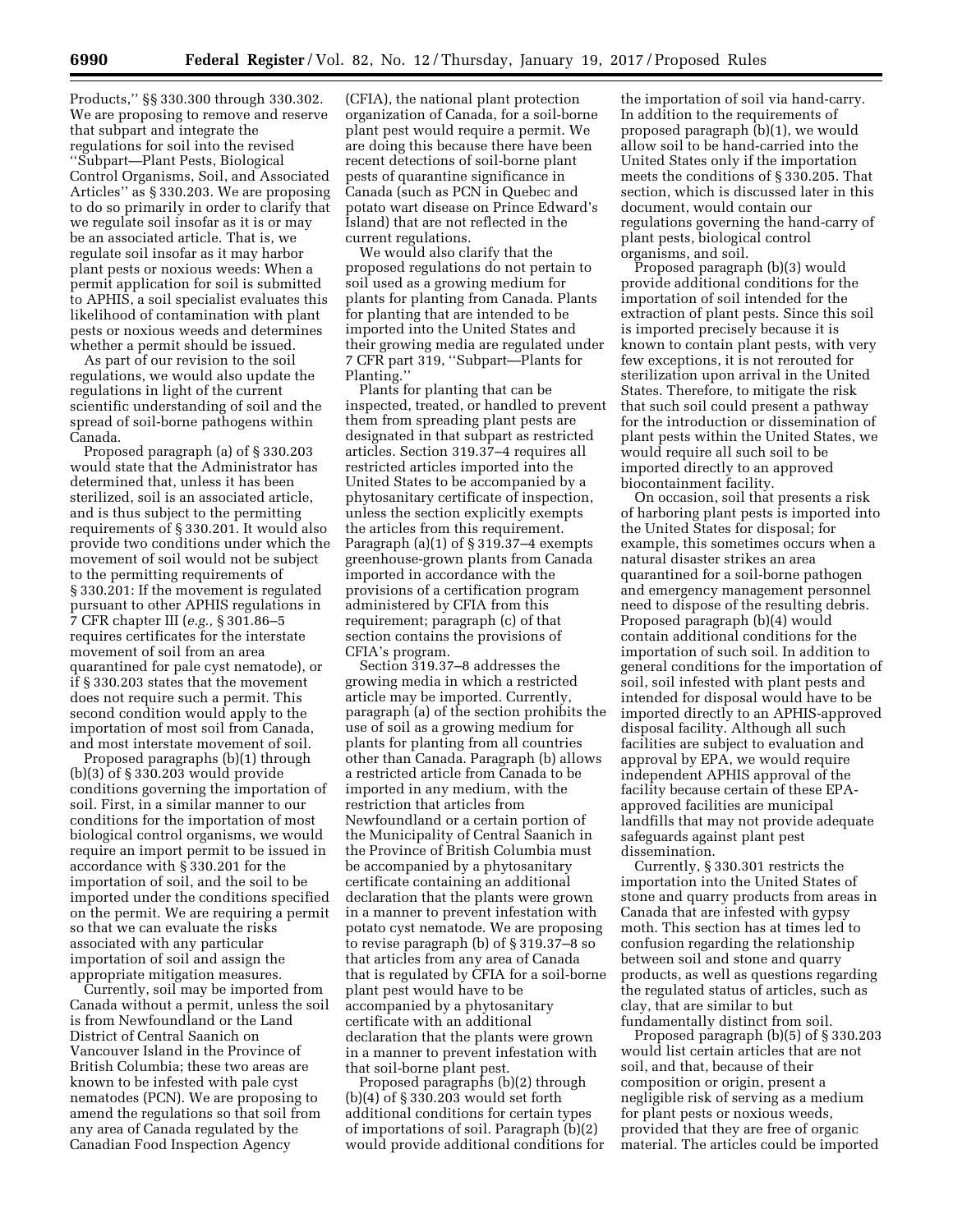Products,'' §§ 330.300 through 330.302. We are proposing to remove and reserve that subpart and integrate the regulations for soil into the revised ''Subpart—Plant Pests, Biological Control Organisms, Soil, and Associated Articles'' as § 330.203. We are proposing to do so primarily in order to clarify that we regulate soil insofar as it is or may be an associated article. That is, we regulate soil insofar as it may harbor plant pests or noxious weeds: When a permit application for soil is submitted to APHIS, a soil specialist evaluates this likelihood of contamination with plant pests or noxious weeds and determines whether a permit should be issued.

As part of our revision to the soil regulations, we would also update the regulations in light of the current scientific understanding of soil and the spread of soil-borne pathogens within Canada.

Proposed paragraph (a) of § 330.203 would state that the Administrator has determined that, unless it has been sterilized, soil is an associated article, and is thus subject to the permitting requirements of § 330.201. It would also provide two conditions under which the movement of soil would not be subject to the permitting requirements of § 330.201: If the movement is regulated pursuant to other APHIS regulations in 7 CFR chapter III (*e.g.,* § 301.86–5 requires certificates for the interstate movement of soil from an area quarantined for pale cyst nematode), or if § 330.203 states that the movement does not require such a permit. This second condition would apply to the importation of most soil from Canada, and most interstate movement of soil.

Proposed paragraphs (b)(1) through (b)(3) of § 330.203 would provide conditions governing the importation of soil. First, in a similar manner to our conditions for the importation of most biological control organisms, we would require an import permit to be issued in accordance with § 330.201 for the importation of soil, and the soil to be imported under the conditions specified on the permit. We are requiring a permit so that we can evaluate the risks associated with any particular importation of soil and assign the appropriate mitigation measures.

Currently, soil may be imported from Canada without a permit, unless the soil is from Newfoundland or the Land District of Central Saanich on Vancouver Island in the Province of British Columbia; these two areas are known to be infested with pale cyst nematodes (PCN). We are proposing to amend the regulations so that soil from any area of Canada regulated by the Canadian Food Inspection Agency (CFIA), the national plant protection organization of Canada, for a soil-borne plant pest would require a permit. We are doing this because there have been recent detections of soil-borne plant pests of quarantine significance in Canada (such as PCN in Quebec and potato wart disease on Prince Edward's Island) that are not reflected in the current regulations.

We would also clarify that the proposed regulations do not pertain to soil used as a growing medium for plants for planting from Canada. Plants for planting that are intended to be imported into the United States and their growing media are regulated under 7 CFR part 319, ''Subpart—Plants for Planting.''

Plants for planting that can be inspected, treated, or handled to prevent them from spreading plant pests are designated in that subpart as restricted articles. Section 319.37–4 requires all restricted articles imported into the United States to be accompanied by a phytosanitary certificate of inspection, unless the section explicitly exempts the articles from this requirement. Paragraph (a)(1) of § 319.37–4 exempts greenhouse-grown plants from Canada imported in accordance with the provisions of a certification program administered by CFIA from this requirement; paragraph (c) of that section contains the provisions of CFIA's program.

Section 319.37–8 addresses the growing media in which a restricted article may be imported. Currently, paragraph (a) of the section prohibits the use of soil as a growing medium for plants for planting from all countries other than Canada. Paragraph (b) allows a restricted article from Canada to be imported in any medium, with the restriction that articles from Newfoundland or a certain portion of the Municipality of Central Saanich in the Province of British Columbia must be accompanied by a phytosanitary certificate containing an additional declaration that the plants were grown in a manner to prevent infestation with potato cyst nematode. We are proposing to revise paragraph (b) of § 319.37–8 so that articles from any area of Canada that is regulated by CFIA for a soil-borne plant pest would have to be accompanied by a phytosanitary certificate with an additional declaration that the plants were grown in a manner to prevent infestation with that soil-borne plant pest.

Proposed paragraphs (b)(2) through (b)(4) of § 330.203 would set forth additional conditions for certain types of importations of soil. Paragraph (b)(2) would provide additional conditions for the importation of soil via hand-carry. In addition to the requirements of proposed paragraph (b)(1), we would allow soil to be hand-carried into the United States only if the importation meets the conditions of § 330.205. That section, which is discussed later in this document, would contain our regulations governing the hand-carry of plant pests, biological control organisms, and soil.

Proposed paragraph (b)(3) would provide additional conditions for the importation of soil intended for the extraction of plant pests. Since this soil is imported precisely because it is known to contain plant pests, with very few exceptions, it is not rerouted for sterilization upon arrival in the United States. Therefore, to mitigate the risk that such soil could present a pathway for the introduction or dissemination of plant pests within the United States, we would require all such soil to be imported directly to an approved biocontainment facility.

On occasion, soil that presents a risk of harboring plant pests is imported into the United States for disposal; for example, this sometimes occurs when a natural disaster strikes an area quarantined for a soil-borne pathogen and emergency management personnel need to dispose of the resulting debris. Proposed paragraph (b)(4) would contain additional conditions for the importation of such soil. In addition to general conditions for the importation of soil, soil infested with plant pests and intended for disposal would have to be imported directly to an APHIS-approved disposal facility. Although all such facilities are subject to evaluation and approval by EPA, we would require independent APHIS approval of the facility because certain of these EPA-approved facilities are municipal landfills that may not provide adequate safeguards against plant pest dissemination.

Currently, § 330.301 restricts the importation into the United States of stone and quarry products from areas in Canada that are infested with gypsy moth. This section has at times led to confusion regarding the relationship between soil and stone and quarry products, as well as questions regarding the regulated status of articles, such as clay, that are similar to but fundamentally distinct from soil.

Proposed paragraph (b)(5) of § 330.203 would list certain articles that are not soil, and that, because of their composition or origin, present a negligible risk of serving as a medium for plant pests or noxious weeds, provided that they are free of organic material. The articles could be imported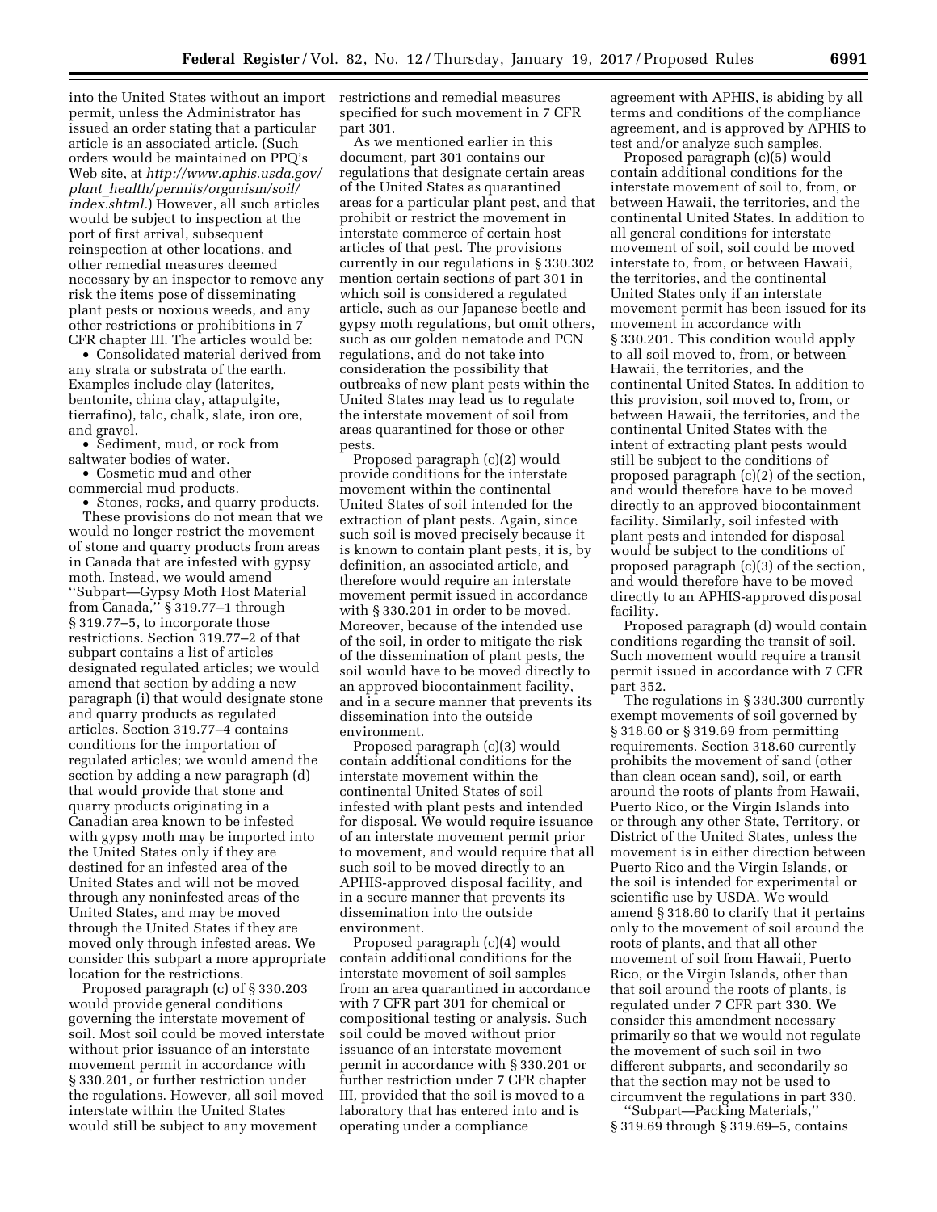into the United States without an import permit, unless the Administrator has issued an order stating that a particular article is an associated article. (Such orders would be maintained on PPQ's Web site, at *http://www.aphis.usda.gov/plant_health/permits/organism/soil/index.shtml*.) However, all such articles would be subject to inspection at the port of first arrival, subsequent reinspection at other locations, and other remedial measures deemed necessary by an inspector to remove any risk the items pose of disseminating plant pests or noxious weeds, and any other restrictions or prohibitions in 7 CFR chapter III. The articles would be:

- Consolidated material derived from any strata or substrata of the earth. Examples include clay (laterites, bentonite, china clay, attapulgite, tierrafino), talc, chalk, slate, iron ore, and gravel.
- Sediment, mud, or rock from saltwater bodies of water.
- Cosmetic mud and other commercial mud products.
- Stones, rocks, and quarry products.

These provisions do not mean that we would no longer restrict the movement of stone and quarry products from areas in Canada that are infested with gypsy moth. Instead, we would amend "Subpart—Gypsy Moth Host Material from Canada," § 319.77–1 through § 319.77–5, to incorporate those restrictions. Section 319.77–2 of that subpart contains a list of articles designated regulated articles; we would amend that section by adding a new paragraph (i) that would designate stone and quarry products as regulated articles. Section 319.77–4 contains conditions for the importation of regulated articles; we would amend the section by adding a new paragraph (d) that would provide that stone and quarry products originating in a Canadian area known to be infested with gypsy moth may be imported into the United States only if they are destined for an infested area of the United States and will not be moved through any noninfested areas of the United States, and may be moved through the United States if they are moved only through infested areas. We consider this subpart a more appropriate location for the restrictions.

Proposed paragraph (c) of § 330.203 would provide general conditions governing the interstate movement of soil. Most soil could be moved interstate without prior issuance of an interstate movement permit in accordance with § 330.201, or further restriction under the regulations. However, all soil moved interstate within the United States would still be subject to any movement restrictions and remedial measures specified for such movement in 7 CFR part 301.

As we mentioned earlier in this document, part 301 contains our regulations that designate certain areas of the United States as quarantined areas for a particular plant pest, and that prohibit or restrict the movement in interstate commerce of certain host articles of that pest. The provisions currently in our regulations in § 330.302 mention certain sections of part 301 in which soil is considered a regulated article, such as our Japanese beetle and gypsy moth regulations, but omit others, such as our golden nematode and PCN regulations, and do not take into consideration the possibility that outbreaks of new plant pests within the United States may lead us to regulate the interstate movement of soil from areas quarantined for those or other pests.

Proposed paragraph (c)(2) would provide conditions for the interstate movement within the continental United States of soil intended for the extraction of plant pests. Again, since such soil is moved precisely because it is known to contain plant pests, it is, by definition, an associated article, and therefore would require an interstate movement permit issued in accordance with § 330.201 in order to be moved. Moreover, because of the intended use of the soil, in order to mitigate the risk of the dissemination of plant pests, the soil would have to be moved directly to an approved biocontainment facility, and in a secure manner that prevents its dissemination into the outside environment.

Proposed paragraph (c)(3) would contain additional conditions for the interstate movement within the continental United States of soil infested with plant pests and intended for disposal. We would require issuance of an interstate movement permit prior to movement, and would require that all such soil to be moved directly to an APHIS-approved disposal facility, and in a secure manner that prevents its dissemination into the outside environment.

Proposed paragraph (c)(4) would contain additional conditions for the interstate movement of soil samples from an area quarantined in accordance with 7 CFR part 301 for chemical or compositional testing or analysis. Such soil could be moved without prior issuance of an interstate movement permit in accordance with § 330.201 or further restriction under 7 CFR chapter III, provided that the soil is moved to a laboratory that has entered into and is operating under a compliance agreement with APHIS, is abiding by all terms and conditions of the compliance agreement, and is approved by APHIS to test and/or analyze such samples.

Proposed paragraph (c)(5) would contain additional conditions for the interstate movement of soil to, from, or between Hawaii, the territories, and the continental United States. In addition to all general conditions for interstate movement of soil, soil could be moved interstate to, from, or between Hawaii, the territories, and the continental United States only if an interstate movement permit has been issued for its movement in accordance with § 330.201. This condition would apply to all soil moved to, from, or between Hawaii, the territories, and the continental United States. In addition to this provision, soil moved to, from, or between Hawaii, the territories, and the continental United States with the intent of extracting plant pests would still be subject to the conditions of proposed paragraph (c)(2) of the section, and would therefore have to be moved directly to an approved biocontainment facility. Similarly, soil infested with plant pests and intended for disposal would be subject to the conditions of proposed paragraph (c)(3) of the section, and would therefore have to be moved directly to an APHIS-approved disposal facility.

Proposed paragraph (d) would contain conditions regarding the transit of soil. Such movement would require a transit permit issued in accordance with 7 CFR part 352.

The regulations in § 330.300 currently exempt movements of soil governed by § 318.60 or § 319.69 from permitting requirements. Section 318.60 currently prohibits the movement of sand (other than clean ocean sand), soil, or earth around the roots of plants from Hawaii, Puerto Rico, or the Virgin Islands into or through any other State, Territory, or District of the United States, unless the movement is in either direction between Puerto Rico and the Virgin Islands, or the soil is intended for experimental or scientific use by USDA. We would amend § 318.60 to clarify that it pertains only to the movement of soil around the roots of plants, and that all other movement of soil from Hawaii, Puerto Rico, or the Virgin Islands, other than that soil around the roots of plants, is regulated under 7 CFR part 330. We consider this amendment necessary primarily so that we would not regulate the movement of such soil in two different subparts, and secondarily so that the section may not be used to circumvent the regulations in part 330.

"Subpart—Packing Materials," § 319.69 through § 319.69–5, contains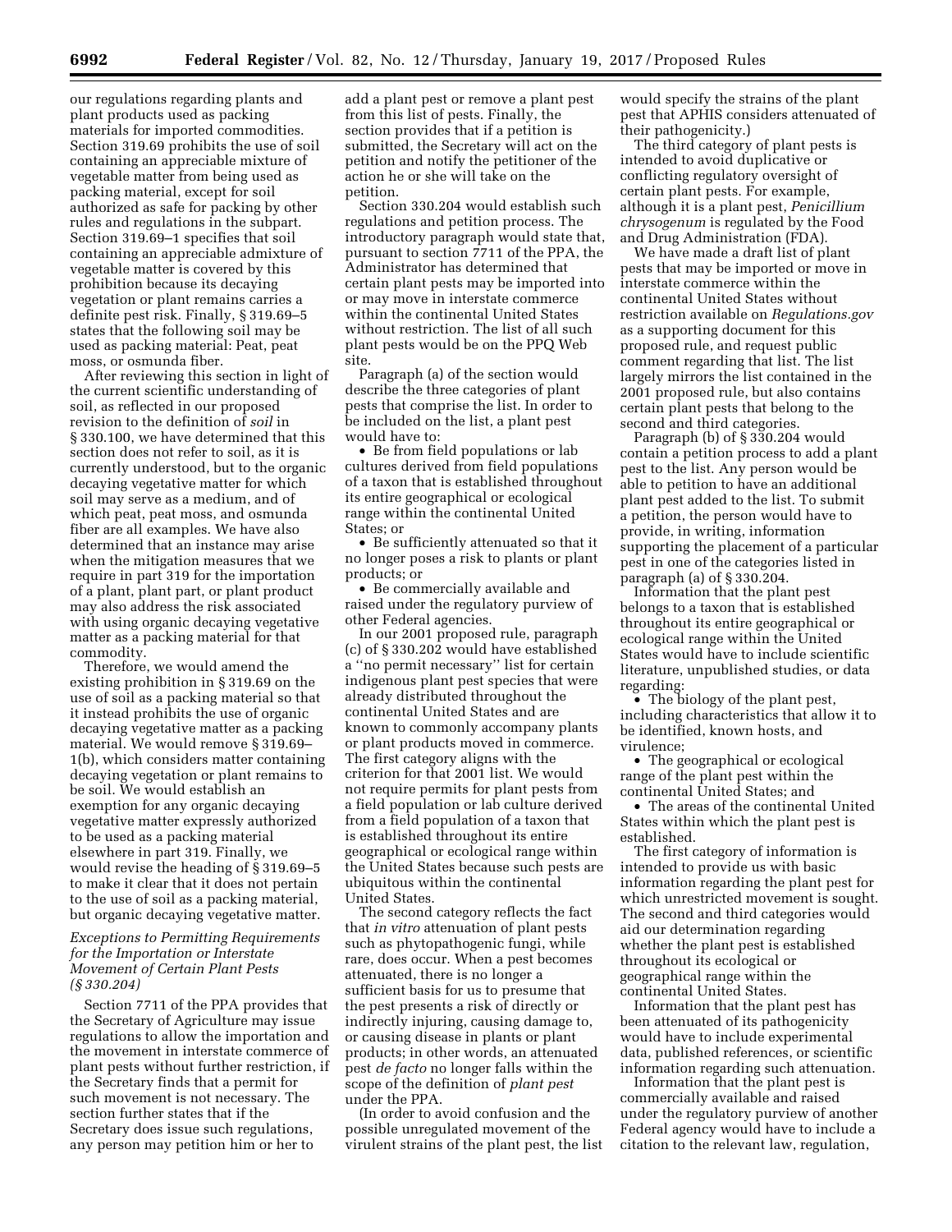our regulations regarding plants and plant products used as packing materials for imported commodities. Section 319.69 prohibits the use of soil containing an appreciable mixture of vegetable matter from being used as packing material, except for soil authorized as safe for packing by other rules and regulations in the subpart. Section 319.69–1 specifies that soil containing an appreciable admixture of vegetable matter is covered by this prohibition because its decaying vegetation or plant remains carries a definite pest risk. Finally, § 319.69–5 states that the following soil may be used as packing material: Peat, peat moss, or osmunda fiber.

After reviewing this section in light of the current scientific understanding of soil, as reflected in our proposed revision to the definition of *soil* in § 330.100, we have determined that this section does not refer to soil, as it is currently understood, but to the organic decaying vegetative matter for which soil may serve as a medium, and of which peat, peat moss, and osmunda fiber are all examples. We have also determined that an instance may arise when the mitigation measures that we require in part 319 for the importation of a plant, plant part, or plant product may also address the risk associated with using organic decaying vegetative matter as a packing material for that commodity.

Therefore, we would amend the existing prohibition in § 319.69 on the use of soil as a packing material so that it instead prohibits the use of organic decaying vegetative matter as a packing material. We would remove § 319.69–1(b), which considers matter containing decaying vegetation or plant remains to be soil. We would establish an exemption for any organic decaying vegetative matter expressly authorized to be used as a packing material elsewhere in part 319. Finally, we would revise the heading of § 319.69–5 to make it clear that it does not pertain to the use of soil as a packing material, but organic decaying vegetative matter.

### *Exceptions to Permitting Requirements for the Importation or Interstate Movement of Certain Plant Pests (§ 330.204)*

Section 7711 of the PPA provides that the Secretary of Agriculture may issue regulations to allow the importation and the movement in interstate commerce of plant pests without further restriction, if the Secretary finds that a permit for such movement is not necessary. The section further states that if the Secretary does issue such regulations, any person may petition him or her to add a plant pest or remove a plant pest from this list of pests. Finally, the section provides that if a petition is submitted, the Secretary will act on the petition and notify the petitioner of the action he or she will take on the petition.

Section 330.204 would establish such regulations and petition process. The introductory paragraph would state that, pursuant to section 7711 of the PPA, the Administrator has determined that certain plant pests may be imported into or may move in interstate commerce within the continental United States without restriction. The list of all such plant pests would be on the PPQ Web site.

Paragraph (a) of the section would describe the three categories of plant pests that comprise the list. In order to be included on the list, a plant pest would have to:

- Be from field populations or lab cultures derived from field populations of a taxon that is established throughout its entire geographical or ecological range within the continental United States; or
- Be sufficiently attenuated so that it no longer poses a risk to plants or plant products; or
- Be commercially available and raised under the regulatory purview of other Federal agencies.

In our 2001 proposed rule, paragraph (c) of § 330.202 would have established a "no permit necessary" list for certain indigenous plant pest species that were already distributed throughout the continental United States and are known to commonly accompany plants or plant products moved in commerce. The first category aligns with the criterion for that 2001 list. We would not require permits for plant pests from a field population or lab culture derived from a field population of a taxon that is established throughout its entire geographical or ecological range within the United States because such pests are ubiquitous within the continental United States.

The second category reflects the fact that *in vitro* attenuation of plant pests such as phytopathogenic fungi, while rare, does occur. When a pest becomes attenuated, there is no longer a sufficient basis for us to presume that the pest presents a risk of directly or indirectly injuring, causing damage to, or causing disease in plants or plant products; in other words, an attenuated pest *de facto* no longer falls within the scope of the definition of *plant pest* under the PPA.

(In order to avoid confusion and the possible unregulated movement of the virulent strains of the plant pest, the list would specify the strains of the plant pest that APHIS considers attenuated of their pathogenicity.)

The third category of plant pests is intended to avoid duplicative or conflicting regulatory oversight of certain plant pests. For example, although it is a plant pest, *Penicillium chrysogenum* is regulated by the Food and Drug Administration (FDA).

We have made a draft list of plant pests that may be imported or move in interstate commerce within the continental United States without restriction available on *Regulations.gov* as a supporting document for this proposed rule, and request public comment regarding that list. The list largely mirrors the list contained in the 2001 proposed rule, but also contains certain plant pests that belong to the second and third categories.

Paragraph (b) of § 330.204 would contain a petition process to add a plant pest to the list. Any person would be able to petition to have an additional plant pest added to the list. To submit a petition, the person would have to provide, in writing, information supporting the placement of a particular pest in one of the categories listed in paragraph (a) of § 330.204.

Information that the plant pest belongs to a taxon that is established throughout its entire geographical or ecological range within the United States would have to include scientific literature, unpublished studies, or data regarding:

- The biology of the plant pest, including characteristics that allow it to be identified, known hosts, and virulence;
- The geographical or ecological range of the plant pest within the continental United States; and
- The areas of the continental United States within which the plant pest is established.

The first category of information is intended to provide us with basic information regarding the plant pest for which unrestricted movement is sought. The second and third categories would aid our determination regarding whether the plant pest is established throughout its ecological or geographical range within the continental United States.

Information that the plant pest has been attenuated of its pathogenicity would have to include experimental data, published references, or scientific information regarding such attenuation.

Information that the plant pest is commercially available and raised under the regulatory purview of another Federal agency would have to include a citation to the relevant law, regulation,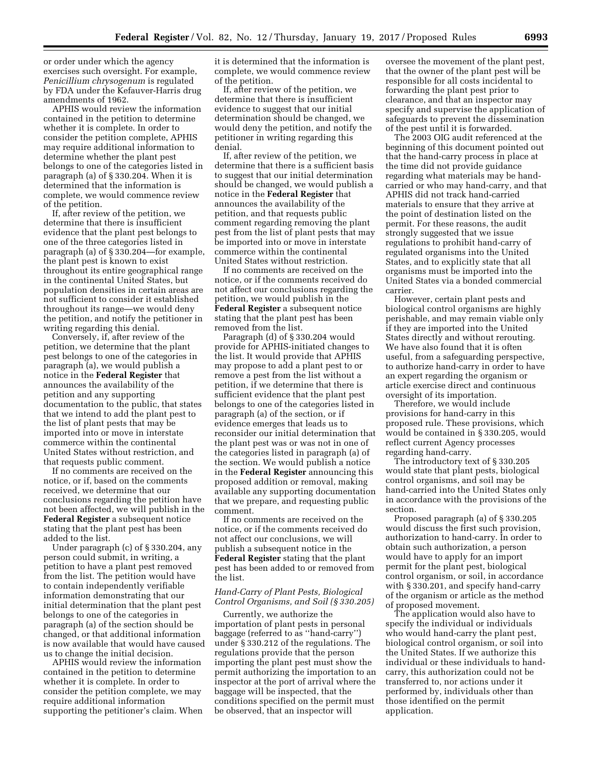or order under which the agency exercises such oversight. For example, *Penicillium chrysogenum* is regulated by FDA under the Kefauver-Harris drug amendments of 1962.

APHIS would review the information contained in the petition to determine whether it is complete. In order to consider the petition complete, APHIS may require additional information to determine whether the plant pest belongs to one of the categories listed in paragraph (a) of § 330.204. When it is determined that the information is complete, we would commence review of the petition.

If, after review of the petition, we determine that there is insufficient evidence that the plant pest belongs to one of the three categories listed in paragraph (a) of § 330.204—for example, the plant pest is known to exist throughout its entire geographical range in the continental United States, but population densities in certain areas are not sufficient to consider it established throughout its range—we would deny the petition, and notify the petitioner in writing regarding this denial.

Conversely, if, after review of the petition, we determine that the plant pest belongs to one of the categories in paragraph (a), we would publish a notice in the **Federal Register** that announces the availability of the petition and any supporting documentation to the public, that states that we intend to add the plant pest to the list of plant pests that may be imported into or move in interstate commerce within the continental United States without restriction, and that requests public comment.

If no comments are received on the notice, or if, based on the comments received, we determine that our conclusions regarding the petition have not been affected, we will publish in the **Federal Register** a subsequent notice stating that the plant pest has been added to the list.

Under paragraph (c) of § 330.204, any person could submit, in writing, a petition to have a plant pest removed from the list. The petition would have to contain independently verifiable information demonstrating that our initial determination that the plant pest belongs to one of the categories in paragraph (a) of the section should be changed, or that additional information is now available that would have caused us to change the initial decision.

APHIS would review the information contained in the petition to determine whether it is complete. In order to consider the petition complete, we may require additional information supporting the petitioner's claim. When it is determined that the information is complete, we would commence review of the petition.

If, after review of the petition, we determine that there is insufficient evidence to suggest that our initial determination should be changed, we would deny the petition, and notify the petitioner in writing regarding this denial.

If, after review of the petition, we determine that there is a sufficient basis to suggest that our initial determination should be changed, we would publish a notice in the **Federal Register** that announces the availability of the petition, and that requests public comment regarding removing the plant pest from the list of plant pests that may be imported into or move in interstate commerce within the continental United States without restriction.

If no comments are received on the notice, or if the comments received do not affect our conclusions regarding the petition, we would publish in the **Federal Register** a subsequent notice stating that the plant pest has been removed from the list.

Paragraph (d) of § 330.204 would provide for APHIS-initiated changes to the list. It would provide that APHIS may propose to add a plant pest to or remove a pest from the list without a petition, if we determine that there is sufficient evidence that the plant pest belongs to one of the categories listed in paragraph (a) of the section, or if evidence emerges that leads us to reconsider our initial determination that the plant pest was or was not in one of the categories listed in paragraph (a) of the section. We would publish a notice in the **Federal Register** announcing this proposed addition or removal, making available any supporting documentation that we prepare, and requesting public comment.

If no comments are received on the notice, or if the comments received do not affect our conclusions, we will publish a subsequent notice in the **Federal Register** stating that the plant pest has been added to or removed from the list.

### *Hand-Carry of Plant Pests, Biological Control Organisms, and Soil (§ 330.205)*

Currently, we authorize the importation of plant pests in personal baggage (referred to as "hand-carry") under § 330.212 of the regulations. The regulations provide that the person importing the plant pest must show the permit authorizing the importation to an inspector at the port of arrival where the baggage will be inspected, that the conditions specified on the permit must be observed, that an inspector will oversee the movement of the plant pest, that the owner of the plant pest will be responsible for all costs incidental to forwarding the plant pest prior to clearance, and that an inspector may specify and supervise the application of safeguards to prevent the dissemination of the pest until it is forwarded.

The 2003 OIG audit referenced at the beginning of this document pointed out that the hand-carry process in place at the time did not provide guidance regarding what materials may be hand-carried or who may hand-carry, and that APHIS did not track hand-carried materials to ensure that they arrive at the point of destination listed on the permit. For these reasons, the audit strongly suggested that we issue regulations to prohibit hand-carry of regulated organisms into the United States, and to explicitly state that all organisms must be imported into the United States via a bonded commercial carrier.

However, certain plant pests and biological control organisms are highly perishable, and may remain viable only if they are imported into the United States directly and without rerouting. We have also found that it is often useful, from a safeguarding perspective, to authorize hand-carry in order to have an expert regarding the organism or article exercise direct and continuous oversight of its importation.

Therefore, we would include provisions for hand-carry in this proposed rule. These provisions, which would be contained in § 330.205, would reflect current Agency processes regarding hand-carry.

The introductory text of § 330.205 would state that plant pests, biological control organisms, and soil may be hand-carried into the United States only in accordance with the provisions of the section.

Proposed paragraph (a) of § 330.205 would discuss the first such provision, authorization to hand-carry. In order to obtain such authorization, a person would have to apply for an import permit for the plant pest, biological control organism, or soil, in accordance with § 330.201, and specify hand-carry of the organism or article as the method of proposed movement.

The application would also have to specify the individual or individuals who would hand-carry the plant pest, biological control organism, or soil into the United States. If we authorize this individual or these individuals to hand-carry, this authorization could not be transferred to, nor actions under it performed by, individuals other than those identified on the permit application.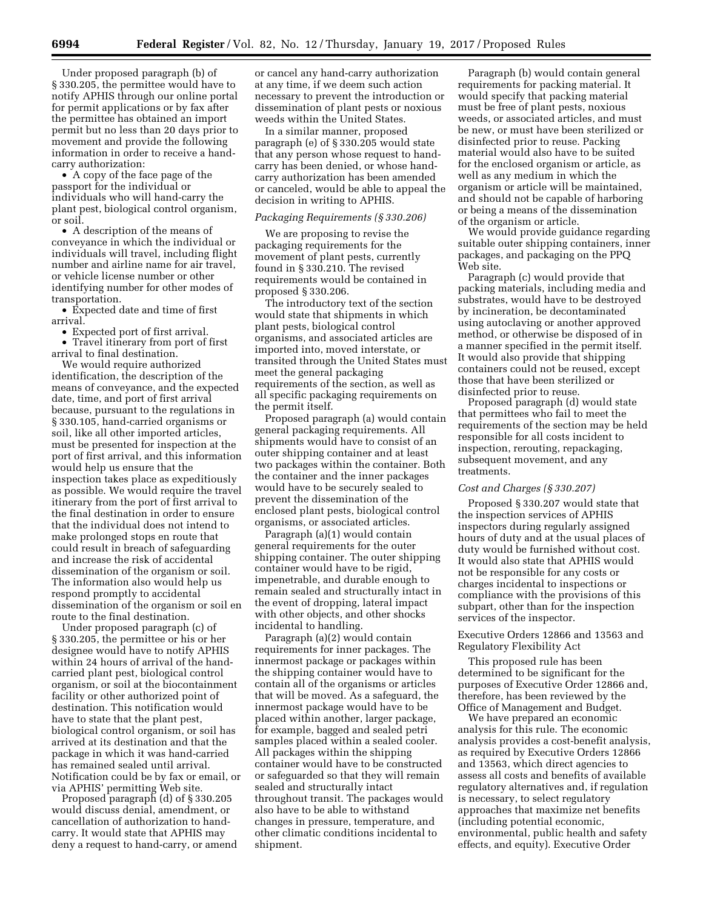Under proposed paragraph (b) of § 330.205, the permittee would have to notify APHIS through our online portal for permit applications or by fax after the permittee has obtained an import permit but no less than 20 days prior to movement and provide the following information in order to receive a hand-carry authorization:

- A copy of the face page of the passport for the individual or individuals who will hand-carry the plant pest, biological control organism, or soil.
- A description of the means of conveyance in which the individual or individuals will travel, including flight number and airline name for air travel, or vehicle license number or other identifying number for other modes of transportation.
- Expected date and time of first arrival.
- Expected port of first arrival.
- Travel itinerary from port of first arrival to final destination.

We would require authorized identification, the description of the means of conveyance, and the expected date, time, and port of first arrival because, pursuant to the regulations in § 330.105, hand-carried organisms or soil, like all other imported articles, must be presented for inspection at the port of first arrival, and this information would help us ensure that the inspection takes place as expeditiously as possible. We would require the travel itinerary from the port of first arrival to the final destination in order to ensure that the individual does not intend to make prolonged stops en route that could result in breach of safeguarding and increase the risk of accidental dissemination of the organism or soil. The information also would help us respond promptly to accidental dissemination of the organism or soil en route to the final destination.

Under proposed paragraph (c) of § 330.205, the permittee or his or her designee would have to notify APHIS within 24 hours of arrival of the hand-carried plant pest, biological control organism, or soil at the biocontainment facility or other authorized point of destination. This notification would have to state that the plant pest, biological control organism, or soil has arrived at its destination and that the package in which it was hand-carried has remained sealed until arrival. Notification could be by fax or email, or via APHIS' permitting Web site.

Proposed paragraph (d) of § 330.205 would discuss denial, amendment, or cancellation of authorization to hand-carry. It would state that APHIS may deny a request to hand-carry, or amend or cancel any hand-carry authorization at any time, if we deem such action necessary to prevent the introduction or dissemination of plant pests or noxious weeds within the United States.

In a similar manner, proposed paragraph (e) of § 330.205 would state that any person whose request to hand-carry has been denied, or whose hand-carry authorization has been amended or canceled, would be able to appeal the decision in writing to APHIS.

*Packaging Requirements (§ 330.206)*

We are proposing to revise the packaging requirements for the movement of plant pests, currently found in § 330.210. The revised requirements would be contained in proposed § 330.206.

The introductory text of the section would state that shipments in which plant pests, biological control organisms, and associated articles are imported into, moved interstate, or transited through the United States must meet the general packaging requirements of the section, as well as all specific packaging requirements on the permit itself.

Proposed paragraph (a) would contain general packaging requirements. All shipments would have to consist of an outer shipping container and at least two packages within the container. Both the container and the inner packages would have to be securely sealed to prevent the dissemination of the enclosed plant pests, biological control organisms, or associated articles.

Paragraph (a)(1) would contain general requirements for the outer shipping container. The outer shipping container would have to be rigid, impenetrable, and durable enough to remain sealed and structurally intact in the event of dropping, lateral impact with other objects, and other shocks incidental to handling.

Paragraph (a)(2) would contain requirements for inner packages. The innermost package or packages within the shipping container would have to contain all of the organisms or articles that will be moved. As a safeguard, the innermost package would have to be placed within another, larger package, for example, bagged and sealed petri samples placed within a sealed cooler. All packages within the shipping container would have to be constructed or safeguarded so that they will remain sealed and structurally intact throughout transit. The packages would also have to be able to withstand changes in pressure, temperature, and other climatic conditions incidental to shipment.

Paragraph (b) would contain general requirements for packing material. It would specify that packing material must be free of plant pests, noxious weeds, or associated articles, and must be new, or must have been sterilized or disinfected prior to reuse. Packing material would also have to be suited for the enclosed organism or article, as well as any medium in which the organism or article will be maintained, and should not be capable of harboring or being a means of the dissemination of the organism or article.

We would provide guidance regarding suitable outer shipping containers, inner packages, and packaging on the PPQ Web site.

Paragraph (c) would provide that packing materials, including media and substrates, would have to be destroyed by incineration, be decontaminated using autoclaving or another approved method, or otherwise be disposed of in a manner specified in the permit itself. It would also provide that shipping containers could not be reused, except those that have been sterilized or disinfected prior to reuse.

Proposed paragraph (d) would state that permittees who fail to meet the requirements of the section may be held responsible for all costs incident to inspection, rerouting, repackaging, subsequent movement, and any treatments.

*Cost and Charges (§ 330.207)*

Proposed § 330.207 would state that the inspection services of APHIS inspectors during regularly assigned hours of duty and at the usual places of duty would be furnished without cost. It would also state that APHIS would not be responsible for any costs or charges incidental to inspections or compliance with the provisions of this subpart, other than for the inspection services of the inspector.

## Executive Orders 12866 and 13563 and Regulatory Flexibility Act

This proposed rule has been determined to be significant for the purposes of Executive Order 12866 and, therefore, has been reviewed by the Office of Management and Budget.

We have prepared an economic analysis for this rule. The economic analysis provides a cost-benefit analysis, as required by Executive Orders 12866 and 13563, which direct agencies to assess all costs and benefits of available regulatory alternatives and, if regulation is necessary, to select regulatory approaches that maximize net benefits (including potential economic, environmental, public health and safety effects, and equity). Executive Order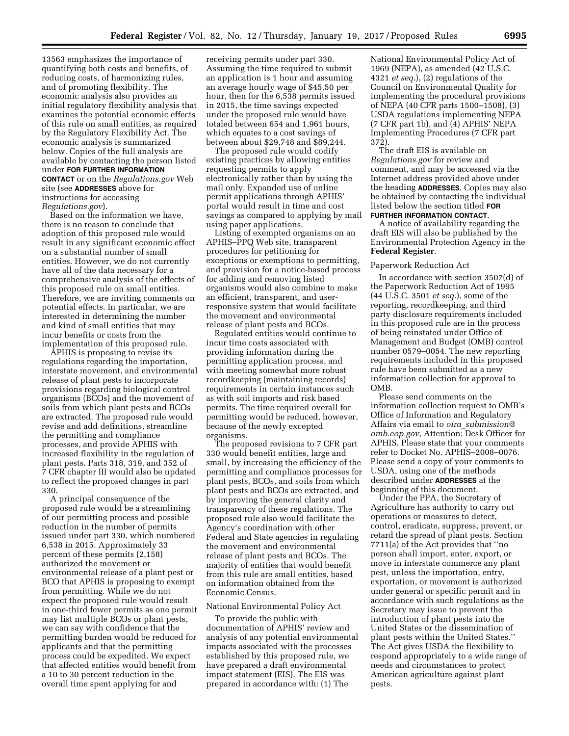13563 emphasizes the importance of quantifying both costs and benefits, of reducing costs, of harmonizing rules, and of promoting flexibility. The economic analysis also provides an initial regulatory flexibility analysis that examines the potential economic effects of this rule on small entities, as required by the Regulatory Flexibility Act. The economic analysis is summarized below. Copies of the full analysis are available by contacting the person listed under **FOR FURTHER INFORMATION CONTACT** or on the *Regulations.gov* Web site (see **ADDRESSES** above for instructions for accessing *Regulations.gov*).

Based on the information we have, there is no reason to conclude that adoption of this proposed rule would result in any significant economic effect on a substantial number of small entities. However, we do not currently have all of the data necessary for a comprehensive analysis of the effects of this proposed rule on small entities. Therefore, we are inviting comments on potential effects. In particular, we are interested in determining the number and kind of small entities that may incur benefits or costs from the implementation of this proposed rule.

APHIS is proposing to revise its regulations regarding the importation, interstate movement, and environmental release of plant pests to incorporate provisions regarding biological control organisms (BCOs) and the movement of soils from which plant pests and BCOs are extracted. The proposed rule would revise and add definitions, streamline the permitting and compliance processes, and provide APHIS with increased flexibility in the regulation of plant pests. Parts 318, 319, and 352 of 7 CFR chapter III would also be updated to reflect the proposed changes in part 330.

A principal consequence of the proposed rule would be a streamlining of our permitting process and possible reduction in the number of permits issued under part 330, which numbered 6,538 in 2015. Approximately 33 percent of these permits (2,158) authorized the movement or environmental release of a plant pest or BCO that APHIS is proposing to exempt from permitting. While we do not expect the proposed rule would result in one-third fewer permits as one permit may list multiple BCOs or plant pests, we can say with confidence that the permitting burden would be reduced for applicants and that the permitting process could be expedited. We expect that affected entities would benefit from a 10 to 30 percent reduction in the overall time spent applying for and receiving permits under part 330. Assuming the time required to submit an application is 1 hour and assuming an average hourly wage of $45.50 per hour, then for the 6,538 permits issued in 2015, the time savings expected under the proposed rule would have totaled between 654 and 1,961 hours, which equates to a cost savings of between about $29,748 and $89,244.

The proposed rule would codify existing practices by allowing entities requesting permits to apply electronically rather than by using the mail only. Expanded use of online permit applications through APHIS' portal would result in time and cost savings as compared to applying by mail using paper applications.

Listing of exempted organisms on an APHIS–PPQ Web site, transparent procedures for petitioning for exceptions or exemptions to permitting, and provision for a notice-based process for adding and removing listed organisms would also combine to make an efficient, transparent, and user-responsive system that would facilitate the movement and environmental release of plant pests and BCOs.

Regulated entities would continue to incur time costs associated with providing information during the permitting application process, and with meeting somewhat more robust recordkeeping (maintaining records) requirements in certain instances such as with soil imports and risk based permits. The time required overall for permitting would be reduced, however, because of the newly excepted organisms.

The proposed revisions to 7 CFR part 330 would benefit entities, large and small, by increasing the efficiency of the permitting and compliance processes for plant pests, BCOs, and soils from which plant pests and BCOs are extracted, and by improving the general clarity and transparency of these regulations. The proposed rule also would facilitate the Agency's coordination with other Federal and State agencies in regulating the movement and environmental release of plant pests and BCOs. The majority of entities that would benefit from this rule are small entities, based on information obtained from the Economic Census.

## National Environmental Policy Act

To provide the public with documentation of APHIS' review and analysis of any potential environmental impacts associated with the processes established by this proposed rule, we have prepared a draft environmental impact statement (EIS). The EIS was prepared in accordance with: (1) The National Environmental Policy Act of 1969 (NEPA), as amended (42 U.S.C. 4321 *et seq.*), (2) regulations of the Council on Environmental Quality for implementing the procedural provisions of NEPA (40 CFR parts 1500–1508), (3) USDA regulations implementing NEPA (7 CFR part 1b), and (4) APHIS' NEPA Implementing Procedures (7 CFR part 372).

The draft EIS is available on *Regulations.gov* for review and comment, and may be accessed via the Internet address provided above under the heading **ADDRESSES**. Copies may also be obtained by contacting the individual listed below the section titled **FOR FURTHER INFORMATION CONTACT**.

A notice of availability regarding the draft EIS will also be published by the Environmental Protection Agency in the **Federal Register**.

## Paperwork Reduction Act

In accordance with section 3507(d) of the Paperwork Reduction Act of 1995 (44 U.S.C. 3501 *et seq.*), some of the reporting, recordkeeping, and third party disclosure requirements included in this proposed rule are in the process of being reinstated under Office of Management and Budget (OMB) control number 0579–0054. The new reporting requirements included in this proposed rule have been submitted as a new information collection for approval to OMB.

Please send comments on the information collection request to OMB's Office of Information and Regulatory Affairs via email to *oira_submission@omb.eop.gov,* Attention: Desk Officer for APHIS. Please state that your comments refer to Docket No. APHIS–2008–0076. Please send a copy of your comments to USDA, using one of the methods described under **ADDRESSES** at the beginning of this document.

Under the PPA, the Secretary of Agriculture has authority to carry out operations or measures to detect, control, eradicate, suppress, prevent, or retard the spread of plant pests. Section 7711(a) of the Act provides that ''no person shall import, enter, export, or move in interstate commerce any plant pest, unless the importation, entry, exportation, or movement is authorized under general or specific permit and in accordance with such regulations as the Secretary may issue to prevent the introduction of plant pests into the United States or the dissemination of plant pests within the United States.'' The Act gives USDA the flexibility to respond appropriately to a wide range of needs and circumstances to protect American agriculture against plant pests.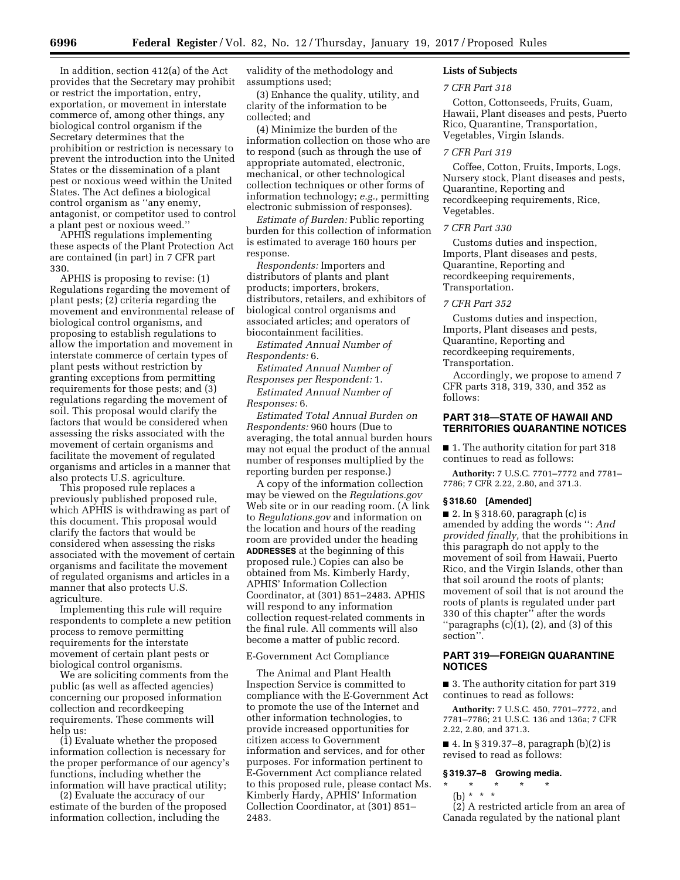In addition, section 412(a) of the Act provides that the Secretary may prohibit or restrict the importation, entry, exportation, or movement in interstate commerce of, among other things, any biological control organism if the Secretary determines that the prohibition or restriction is necessary to prevent the introduction into the United States or the dissemination of a plant pest or noxious weed within the United States. The Act defines a biological control organism as ''any enemy, antagonist, or competitor used to control a plant pest or noxious weed.''

APHIS regulations implementing these aspects of the Plant Protection Act are contained (in part) in 7 CFR part 330.

APHIS is proposing to revise: (1) Regulations regarding the movement of plant pests; (2) criteria regarding the movement and environmental release of biological control organisms, and proposing to establish regulations to allow the importation and movement in interstate commerce of certain types of plant pests without restriction by granting exceptions from permitting requirements for those pests; and (3) regulations regarding the movement of soil. This proposal would clarify the factors that would be considered when assessing the risks associated with the movement of certain organisms and facilitate the movement of regulated organisms and articles in a manner that also protects U.S. agriculture.

This proposed rule replaces a previously published proposed rule, which APHIS is withdrawing as part of this document. This proposal would clarify the factors that would be considered when assessing the risks associated with the movement of certain organisms and facilitate the movement of regulated organisms and articles in a manner that also protects U.S. agriculture.

Implementing this rule will require respondents to complete a new petition process to remove permitting requirements for the interstate movement of certain plant pests or biological control organisms.

We are soliciting comments from the public (as well as affected agencies) concerning our proposed information collection and recordkeeping requirements. These comments will help us:

(1) Evaluate whether the proposed information collection is necessary for the proper performance of our agency's functions, including whether the information will have practical utility;

(2) Evaluate the accuracy of our estimate of the burden of the proposed information collection, including the validity of the methodology and assumptions used;

(3) Enhance the quality, utility, and clarity of the information to be collected; and

(4) Minimize the burden of the information collection on those who are to respond (such as through the use of appropriate automated, electronic, mechanical, or other technological collection techniques or other forms of information technology; *e.g.,* permitting electronic submission of responses).

*Estimate of Burden:* Public reporting burden for this collection of information is estimated to average 160 hours per response.

*Respondents:* Importers and distributors of plants and plant products; importers, brokers, distributors, retailers, and exhibitors of biological control organisms and associated articles; and operators of biocontainment facilities.

*Estimated Annual Number of Respondents:* 6.

*Estimated Annual Number of Responses per Respondent:* 1.

*Estimated Annual Number of Responses:* 6.

*Estimated Total Annual Burden on Respondents:* 960 hours (Due to averaging, the total annual burden hours may not equal the product of the annual number of responses multiplied by the reporting burden per response.)

A copy of the information collection may be viewed on the *Regulations.gov* Web site or in our reading room. (A link to *Regulations.gov* and information on the location and hours of the reading room are provided under the heading **ADDRESSES** at the beginning of this proposed rule.) Copies can also be obtained from Ms. Kimberly Hardy, APHIS' Information Collection Coordinator, at (301) 851–2483. APHIS will respond to any information collection request-related comments in the final rule. All comments will also become a matter of public record.

E-Government Act Compliance

The Animal and Plant Health Inspection Service is committed to compliance with the E-Government Act to promote the use of the Internet and other information technologies, to provide increased opportunities for citizen access to Government information and services, and for other purposes. For information pertinent to E-Government Act compliance related to this proposed rule, please contact Ms. Kimberly Hardy, APHIS' Information Collection Coordinator, at (301) 851–2483.

**Lists of Subjects**

*7 CFR Part 318*

Cotton, Cottonseeds, Fruits, Guam, Hawaii, Plant diseases and pests, Puerto Rico, Quarantine, Transportation, Vegetables, Virgin Islands.

*7 CFR Part 319*

Coffee, Cotton, Fruits, Imports, Logs, Nursery stock, Plant diseases and pests, Quarantine, Reporting and recordkeeping requirements, Rice, Vegetables.

*7 CFR Part 330*

Customs duties and inspection, Imports, Plant diseases and pests, Quarantine, Reporting and recordkeeping requirements, Transportation.

*7 CFR Part 352*

Customs duties and inspection, Imports, Plant diseases and pests, Quarantine, Reporting and recordkeeping requirements, Transportation.

Accordingly, we propose to amend 7 CFR parts 318, 319, 330, and 352 as follows:

## PART 318—STATE OF HAWAII AND TERRITORIES QUARANTINE NOTICES

■ 1. The authority citation for part 318 continues to read as follows:

**Authority:** 7 U.S.C. 7701–7772 and 7781–7786; 7 CFR 2.22, 2.80, and 371.3.

### § 318.60 [Amended]

■ 2. In § 318.60, paragraph (c) is amended by adding the words '': *And provided finally,* that the prohibitions in this paragraph do not apply to the movement of soil from Hawaii, Puerto Rico, and the Virgin Islands, other than that soil around the roots of plants; movement of soil that is not around the roots of plants is regulated under part 330 of this chapter'' after the words ''paragraphs (c)(1), (2), and (3) of this section''.

## PART 319—FOREIGN QUARANTINE NOTICES

■ 3. The authority citation for part 319 continues to read as follows:

**Authority:** 7 U.S.C. 450, 7701–7772, and 7781–7786; 21 U.S.C. 136 and 136a; 7 CFR 2.22, 2.80, and 371.3.

■ 4. In § 319.37–8, paragraph (b)(2) is revised to read as follows:

### § 319.37–8 Growing media.

\* \* \* \* \*

(b) \* \* \*

(2) A restricted article from an area of Canada regulated by the national plant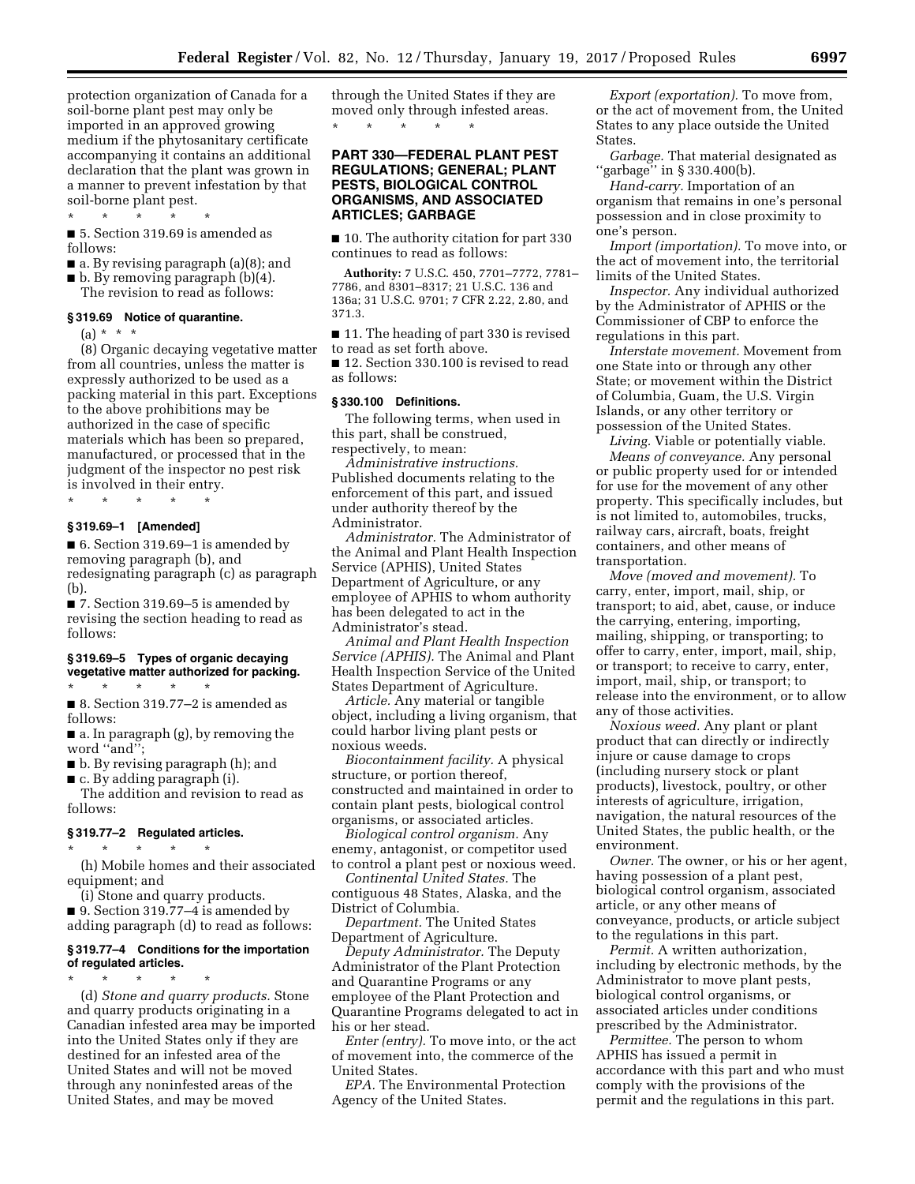protection organization of Canada for a soil-borne plant pest may only be imported in an approved growing medium if the phytosanitary certificate accompanying it contains an additional declaration that the plant was grown in a manner to prevent infestation by that soil-borne plant pest.

\* \* \* \* \*

■ 5. Section 319.69 is amended as follows:

■ a. By revising paragraph (a)(8); and

■ b. By removing paragraph (b)(4).

The revision to read as follows:

**§ 319.69 Notice of quarantine.**

(a) \* \* \*

(8) Organic decaying vegetative matter from all countries, unless the matter is expressly authorized to be used as a packing material in this part. Exceptions to the above prohibitions may be authorized in the case of specific materials which has been so prepared, manufactured, or processed that in the judgment of the inspector no pest risk is involved in their entry.

\* \* \* \* \*

**§ 319.69–1 [Amended]**

■ 6. Section 319.69–1 is amended by removing paragraph (b), and redesignating paragraph (c) as paragraph (b).

■ 7. Section 319.69–5 is amended by revising the section heading to read as follows:

**§ 319.69–5 Types of organic decaying vegetative matter authorized for packing.**

\* \* \* \* \*

■ 8. Section 319.77–2 is amended as follows:

■ a. In paragraph (g), by removing the word "and";

■ b. By revising paragraph (h); and

■ c. By adding paragraph (i).

The addition and revision to read as follows:

**§ 319.77–2 Regulated articles.**

\* \* \* \* \*

(h) Mobile homes and their associated equipment; and

(i) Stone and quarry products.

■ 9. Section 319.77–4 is amended by adding paragraph (d) to read as follows:

**§ 319.77–4 Conditions for the importation of regulated articles.**

\* \* \* \* \*

(d) *Stone and quarry products.* Stone and quarry products originating in a Canadian infested area may be imported into the United States only if they are destined for an infested area of the United States and will not be moved through any noninfested areas of the United States, and may be moved through the United States if they are moved only through infested areas.

\* \* \* \* \*

**PART 330—FEDERAL PLANT PEST REGULATIONS; GENERAL; PLANT PESTS, BIOLOGICAL CONTROL ORGANISMS, AND ASSOCIATED ARTICLES; GARBAGE**

■ 10. The authority citation for part 330 continues to read as follows:

**Authority:** 7 U.S.C. 450, 7701–7772, 7781–7786, and 8301–8317; 21 U.S.C. 136 and 136a; 31 U.S.C. 9701; 7 CFR 2.22, 2.80, and 371.3.

■ 11. The heading of part 330 is revised to read as set forth above.

■ 12. Section 330.100 is revised to read as follows:

**§ 330.100 Definitions.**

The following terms, when used in this part, shall be construed, respectively, to mean:

*Administrative instructions.* Published documents relating to the enforcement of this part, and issued under authority thereof by the Administrator.

*Administrator.* The Administrator of the Animal and Plant Health Inspection Service (APHIS), United States Department of Agriculture, or any employee of APHIS to whom authority has been delegated to act in the Administrator's stead.

*Animal and Plant Health Inspection Service (APHIS).* The Animal and Plant Health Inspection Service of the United States Department of Agriculture.

*Article.* Any material or tangible object, including a living organism, that could harbor living plant pests or noxious weeds.

*Biocontainment facility.* A physical structure, or portion thereof, constructed and maintained in order to contain plant pests, biological control organisms, or associated articles.

*Biological control organism.* Any enemy, antagonist, or competitor used to control a plant pest or noxious weed.

*Continental United States.* The contiguous 48 States, Alaska, and the District of Columbia.

*Department.* The United States Department of Agriculture.

*Deputy Administrator.* The Deputy Administrator of the Plant Protection and Quarantine Programs or any employee of the Plant Protection and Quarantine Programs delegated to act in his or her stead.

*Enter (entry).* To move into, or the act of movement into, the commerce of the United States.

*EPA.* The Environmental Protection Agency of the United States.

*Export (exportation).* To move from, or the act of movement from, the United States to any place outside the United States.

*Garbage.* That material designated as "garbage" in § 330.400(b).

*Hand-carry.* Importation of an organism that remains in one's personal possession and in close proximity to one's person.

*Import (importation).* To move into, or the act of movement into, the territorial limits of the United States.

*Inspector.* Any individual authorized by the Administrator of APHIS or the Commissioner of CBP to enforce the regulations in this part.

*Interstate movement.* Movement from one State into or through any other State; or movement within the District of Columbia, Guam, the U.S. Virgin Islands, or any other territory or possession of the United States.

*Living.* Viable or potentially viable.

*Means of conveyance.* Any personal or public property used for or intended for use for the movement of any other property. This specifically includes, but is not limited to, automobiles, trucks, railway cars, aircraft, boats, freight containers, and other means of transportation.

*Move (moved and movement).* To carry, enter, import, mail, ship, or transport; to aid, abet, cause, or induce the carrying, entering, importing, mailing, shipping, or transporting; to offer to carry, enter, import, mail, ship, or transport; to receive to carry, enter, import, mail, ship, or transport; to release into the environment, or to allow any of those activities.

*Noxious weed.* Any plant or plant product that can directly or indirectly injure or cause damage to crops (including nursery stock or plant products), livestock, poultry, or other interests of agriculture, irrigation, navigation, the natural resources of the United States, the public health, or the environment.

*Owner.* The owner, or his or her agent, having possession of a plant pest, biological control organism, associated article, or any other means of conveyance, products, or article subject to the regulations in this part.

*Permit.* A written authorization, including by electronic methods, by the Administrator to move plant pests, biological control organisms, or associated articles under conditions prescribed by the Administrator.

*Permittee.* The person to whom APHIS has issued a permit in accordance with this part and who must comply with the provisions of the permit and the regulations in this part.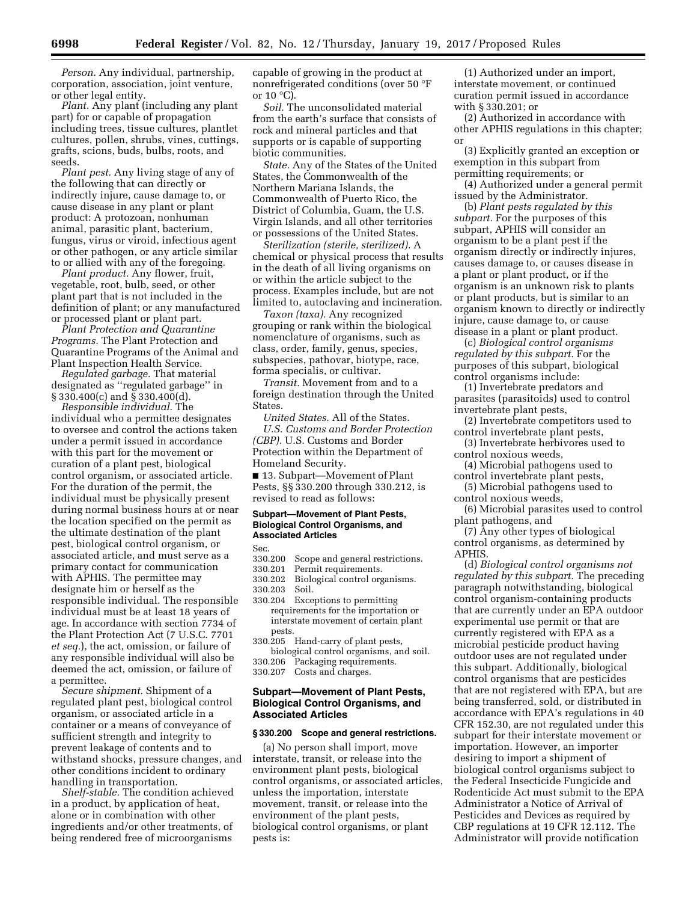*Person.* Any individual, partnership, corporation, association, joint venture, or other legal entity.

*Plant.* Any plant (including any plant part) for or capable of propagation including trees, tissue cultures, plantlet cultures, pollen, shrubs, vines, cuttings, grafts, scions, buds, bulbs, roots, and seeds.

*Plant pest.* Any living stage of any of the following that can directly or indirectly injure, cause damage to, or cause disease in any plant or plant product: A protozoan, nonhuman animal, parasitic plant, bacterium, fungus, virus or viroid, infectious agent or other pathogen, or any article similar to or allied with any of the foregoing.

*Plant product.* Any flower, fruit, vegetable, root, bulb, seed, or other plant part that is not included in the definition of plant; or any manufactured or processed plant or plant part.

*Plant Protection and Quarantine Programs.* The Plant Protection and Quarantine Programs of the Animal and Plant Inspection Health Service.

*Regulated garbage.* That material designated as "regulated garbage" in § 330.400(c) and § 330.400(d).

*Responsible individual.* The individual who a permittee designates to oversee and control the actions taken under a permit issued in accordance with this part for the movement or curation of a plant pest, biological control organism, or associated article. For the duration of the permit, the individual must be physically present during normal business hours at or near the location specified on the permit as the ultimate destination of the plant pest, biological control organism, or associated article, and must serve as a primary contact for communication with APHIS. The permittee may designate him or herself as the responsible individual. The responsible individual must be at least 18 years of age. In accordance with section 7734 of the Plant Protection Act (7 U.S.C. 7701 *et seq.*), the act, omission, or failure of any responsible individual will also be deemed the act, omission, or failure of a permittee.

*Secure shipment.* Shipment of a regulated plant pest, biological control organism, or associated article in a container or a means of conveyance of sufficient strength and integrity to prevent leakage of contents and to withstand shocks, pressure changes, and other conditions incident to ordinary handling in transportation.

*Shelf-stable.* The condition achieved in a product, by application of heat, alone or in combination with other ingredients and/or other treatments, of being rendered free of microorganisms capable of growing in the product at nonrefrigerated conditions (over 50 °F or 10 °C).

*Soil.* The unconsolidated material from the earth's surface that consists of rock and mineral particles and that supports or is capable of supporting biotic communities.

*State.* Any of the States of the United States, the Commonwealth of the Northern Mariana Islands, the Commonwealth of Puerto Rico, the District of Columbia, Guam, the U.S. Virgin Islands, and all other territories or possessions of the United States.

*Sterilization (sterile, sterilized).* A chemical or physical process that results in the death of all living organisms on or within the article subject to the process. Examples include, but are not limited to, autoclaving and incineration.

*Taxon (taxa).* Any recognized grouping or rank within the biological nomenclature of organisms, such as class, order, family, genus, species, subspecies, pathovar, biotype, race, forma specialis, or cultivar.

*Transit.* Movement from and to a foreign destination through the United States.

*United States.* All of the States.

*U.S. Customs and Border Protection (CBP).* U.S. Customs and Border Protection within the Department of Homeland Security.

■ 13. Subpart—Movement of Plant Pests, §§ 330.200 through 330.212, is revised to read as follows:

**Subpart—Movement of Plant Pests, Biological Control Organisms, and Associated Articles**

Sec.
330.200 Scope and general restrictions.
330.201 Permit requirements.
330.202 Biological control organisms.
330.203 Soil.
330.204 Exceptions to permitting requirements for the importation or interstate movement of certain plant pests.
330.205 Hand-carry of plant pests, biological control organisms, and soil.
330.206 Packaging requirements.
330.207 Costs and charges.

## Subpart—Movement of Plant Pests, Biological Control Organisms, and Associated Articles

### § 330.200 Scope and general restrictions.

(a) No person shall import, move interstate, transit, or release into the environment plant pests, biological control organisms, or associated articles, unless the importation, interstate movement, transit, or release into the environment of the plant pests, biological control organisms, or plant pests is:

(1) Authorized under an import, interstate movement, or continued curation permit issued in accordance with § 330.201; or

(2) Authorized in accordance with other APHIS regulations in this chapter; or

(3) Explicitly granted an exception or exemption in this subpart from permitting requirements; or

(4) Authorized under a general permit issued by the Administrator.

(b) *Plant pests regulated by this subpart.* For the purposes of this subpart, APHIS will consider an organism to be a plant pest if the organism directly or indirectly injures, causes damage to, or causes disease in a plant or plant product, or if the organism is an unknown risk to plants or plant products, but is similar to an organism known to directly or indirectly injure, cause damage to, or cause disease in a plant or plant product.

(c) *Biological control organisms regulated by this subpart.* For the purposes of this subpart, biological control organisms include:

(1) Invertebrate predators and parasites (parasitoids) used to control invertebrate plant pests,

(2) Invertebrate competitors used to control invertebrate plant pests,

(3) Invertebrate herbivores used to control noxious weeds,

(4) Microbial pathogens used to control invertebrate plant pests,

(5) Microbial pathogens used to control noxious weeds,

(6) Microbial parasites used to control plant pathogens, and

(7) Any other types of biological control organisms, as determined by APHIS.

(d) *Biological control organisms not regulated by this subpart.* The preceding paragraph notwithstanding, biological control organism-containing products that are currently under an EPA outdoor experimental use permit or that are currently registered with EPA as a microbial pesticide product having outdoor uses are not regulated under this subpart. Additionally, biological control organisms that are pesticides that are not registered with EPA, but are being transferred, sold, or distributed in accordance with EPA's regulations in 40 CFR 152.30, are not regulated under this subpart for their interstate movement or importation. However, an importer desiring to import a shipment of biological control organisms subject to the Federal Insecticide Fungicide and Rodenticide Act must submit to the EPA Administrator a Notice of Arrival of Pesticides and Devices as required by CBP regulations at 19 CFR 12.112. The Administrator will provide notification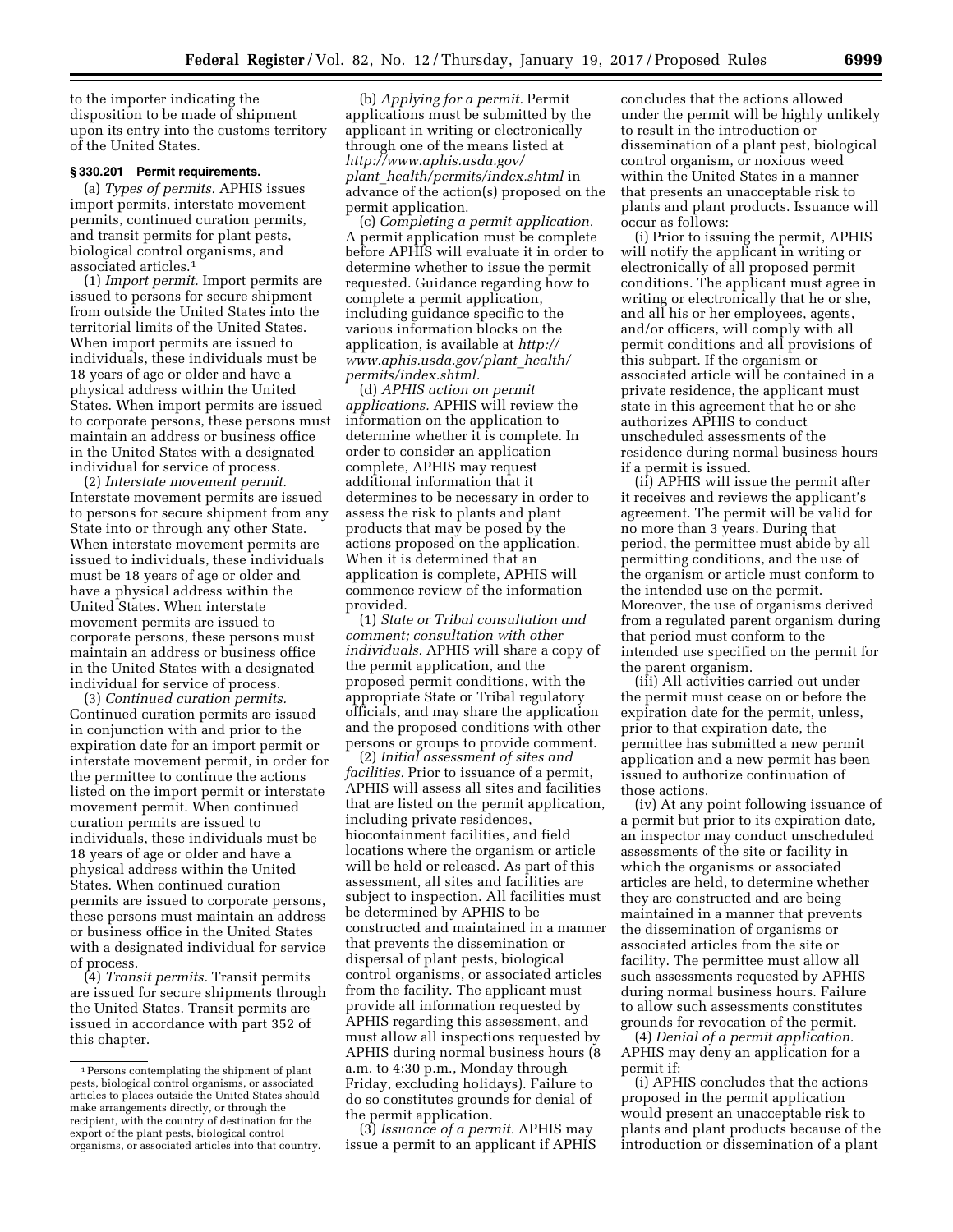to the importer indicating the disposition to be made of shipment upon its entry into the customs territory of the United States.

### § 330.201 Permit requirements.

(a) *Types of permits.* APHIS issues import permits, interstate movement permits, continued curation permits, and transit permits for plant pests, biological control organisms, and associated articles.[1]

(1) *Import permit.* Import permits are issued to persons for secure shipment from outside the United States into the territorial limits of the United States. When import permits are issued to individuals, these individuals must be 18 years of age or older and have a physical address within the United States. When import permits are issued to corporate persons, these persons must maintain an address or business office in the United States with a designated individual for service of process.

(2) *Interstate movement permit.* Interstate movement permits are issued to persons for secure shipment from any State into or through any other State. When interstate movement permits are issued to individuals, these individuals must be 18 years of age or older and have a physical address within the United States. When interstate movement permits are issued to corporate persons, these persons must maintain an address or business office in the United States with a designated individual for service of process.

(3) *Continued curation permits.* Continued curation permits are issued in conjunction with and prior to the expiration date for an import permit or interstate movement permit, in order for the permittee to continue the actions listed on the import permit or interstate movement permit. When continued curation permits are issued to individuals, these individuals must be 18 years of age or older and have a physical address within the United States. When continued curation permits are issued to corporate persons, these persons must maintain an address or business office in the United States with a designated individual for service of process.

(4) *Transit permits.* Transit permits are issued for secure shipments through the United States. Transit permits are issued in accordance with part 352 of this chapter.

(b) *Applying for a permit.* Permit applications must be submitted by the applicant in writing or electronically through one of the means listed at *http://www.aphis.usda.gov/plant_health/permits/index.shtml* in advance of the action(s) proposed on the permit application.

(c) *Completing a permit application.* A permit application must be complete before APHIS will evaluate it in order to determine whether to issue the permit requested. Guidance regarding how to complete a permit application, including guidance specific to the various information blocks on the application, is available at *http://www.aphis.usda.gov/plant_health/permits/index.shtml.*

(d) *APHIS action on permit applications.* APHIS will review the information on the application to determine whether it is complete. In order to consider an application complete, APHIS may request additional information that it determines to be necessary in order to assess the risk to plants and plant products that may be posed by the actions proposed on the application. When it is determined that an application is complete, APHIS will commence review of the information provided.

(1) *State or Tribal consultation and comment; consultation with other individuals.* APHIS will share a copy of the permit application, and the proposed permit conditions, with the appropriate State or Tribal regulatory officials, and may share the application and the proposed conditions with other persons or groups to provide comment.

(2) *Initial assessment of sites and facilities.* Prior to issuance of a permit, APHIS will assess all sites and facilities that are listed on the permit application, including private residences, biocontainment facilities, and field locations where the organism or article will be held or released. As part of this assessment, all sites and facilities are subject to inspection. All facilities must be determined by APHIS to be constructed and maintained in a manner that prevents the dissemination or dispersal of plant pests, biological control organisms, or associated articles from the facility. The applicant must provide all information requested by APHIS regarding this assessment, and must allow all inspections requested by APHIS during normal business hours (8 a.m. to 4:30 p.m., Monday through Friday, excluding holidays). Failure to do so constitutes grounds for denial of the permit application.

(3) *Issuance of a permit.* APHIS may issue a permit to an applicant if APHIS concludes that the actions allowed under the permit will be highly unlikely to result in the introduction or dissemination of a plant pest, biological control organism, or noxious weed within the United States in a manner that presents an unacceptable risk to plants and plant products. Issuance will occur as follows:

(i) Prior to issuing the permit, APHIS will notify the applicant in writing or electronically of all proposed permit conditions. The applicant must agree in writing or electronically that he or she, and all his or her employees, agents, and/or officers, will comply with all permit conditions and all provisions of this subpart. If the organism or associated article will be contained in a private residence, the applicant must state in this agreement that he or she authorizes APHIS to conduct unscheduled assessments of the residence during normal business hours if a permit is issued.

(ii) APHIS will issue the permit after it receives and reviews the applicant's agreement. The permit will be valid for no more than 3 years. During that period, the permittee must abide by all permitting conditions, and the use of the organism or article must conform to the intended use on the permit. Moreover, the use of organisms derived from a regulated parent organism during that period must conform to the intended use specified on the permit for the parent organism.

(iii) All activities carried out under the permit must cease on or before the expiration date for the permit, unless, prior to that expiration date, the permittee has submitted a new permit application and a new permit has been issued to authorize continuation of those actions.

(iv) At any point following issuance of a permit but prior to its expiration date, an inspector may conduct unscheduled assessments of the site or facility in which the organisms or associated articles are held, to determine whether they are constructed and are being maintained in a manner that prevents the dissemination of organisms or associated articles from the site or facility. The permittee must allow all such assessments requested by APHIS during normal business hours. Failure to allow such assessments constitutes grounds for revocation of the permit.

(4) *Denial of a permit application.* APHIS may deny an application for a permit if:

(i) APHIS concludes that the actions proposed in the permit application would present an unacceptable risk to plants and plant products because of the introduction or dissemination of a plant

[1] Persons contemplating the shipment of plant pests, biological control organisms, or associated articles to places outside the United States should make arrangements directly, or through the recipient, with the country of destination for the export of the plant pests, biological control organisms, or associated articles into that country.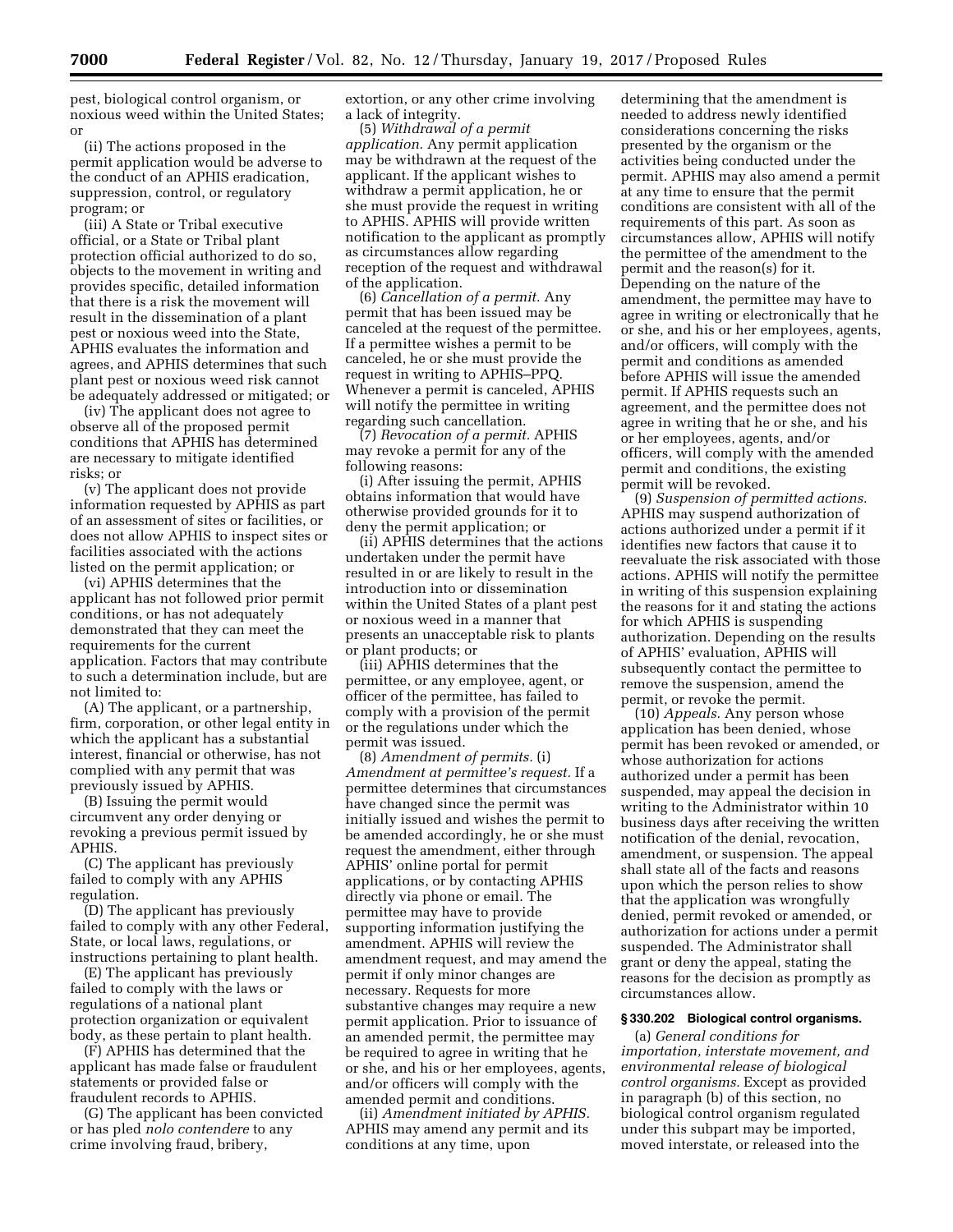pest, biological control organism, or noxious weed within the United States; or

(ii) The actions proposed in the permit application would be adverse to the conduct of an APHIS eradication, suppression, control, or regulatory program; or

(iii) A State or Tribal executive official, or a State or Tribal plant protection official authorized to do so, objects to the movement in writing and provides specific, detailed information that there is a risk the movement will result in the dissemination of a plant pest or noxious weed into the State, APHIS evaluates the information and agrees, and APHIS determines that such plant pest or noxious weed risk cannot be adequately addressed or mitigated; or

(iv) The applicant does not agree to observe all of the proposed permit conditions that APHIS has determined are necessary to mitigate identified risks; or

(v) The applicant does not provide information requested by APHIS as part of an assessment of sites or facilities, or does not allow APHIS to inspect sites or facilities associated with the actions listed on the permit application; or

(vi) APHIS determines that the applicant has not followed prior permit conditions, or has not adequately demonstrated that they can meet the requirements for the current application. Factors that may contribute to such a determination include, but are not limited to:

(A) The applicant, or a partnership, firm, corporation, or other legal entity in which the applicant has a substantial interest, financial or otherwise, has not complied with any permit that was previously issued by APHIS.

(B) Issuing the permit would circumvent any order denying or revoking a previous permit issued by APHIS.

(C) The applicant has previously failed to comply with any APHIS regulation.

(D) The applicant has previously failed to comply with any other Federal, State, or local laws, regulations, or instructions pertaining to plant health.

(E) The applicant has previously failed to comply with the laws or regulations of a national plant protection organization or equivalent body, as these pertain to plant health.

(F) APHIS has determined that the applicant has made false or fraudulent statements or provided false or fraudulent records to APHIS.

(G) The applicant has been convicted or has pled *nolo contendere* to any crime involving fraud, bribery, extortion, or any other crime involving a lack of integrity.

(5) *Withdrawal of a permit application.* Any permit application may be withdrawn at the request of the applicant. If the applicant wishes to withdraw a permit application, he or she must provide the request in writing to APHIS. APHIS will provide written notification to the applicant as promptly as circumstances allow regarding reception of the request and withdrawal of the application.

(6) *Cancellation of a permit.* Any permit that has been issued may be canceled at the request of the permittee. If a permittee wishes a permit to be canceled, he or she must provide the request in writing to APHIS–PPQ. Whenever a permit is canceled, APHIS will notify the permittee in writing regarding such cancellation.

(7) *Revocation of a permit.* APHIS may revoke a permit for any of the following reasons:

(i) After issuing the permit, APHIS obtains information that would have otherwise provided grounds for it to deny the permit application; or

(ii) APHIS determines that the actions undertaken under the permit have resulted in or are likely to result in the introduction into or dissemination within the United States of a plant pest or noxious weed in a manner that presents an unacceptable risk to plants or plant products; or

(iii) APHIS determines that the permittee, or any employee, agent, or officer of the permittee, has failed to comply with a provision of the permit or the regulations under which the permit was issued.

(8) *Amendment of permits.* (i) *Amendment at permittee's request.* If a permittee determines that circumstances have changed since the permit was initially issued and wishes the permit to be amended accordingly, he or she must request the amendment, either through APHIS' online portal for permit applications, or by contacting APHIS directly via phone or email. The permittee may have to provide supporting information justifying the amendment. APHIS will review the amendment request, and may amend the permit if only minor changes are necessary. Requests for more substantive changes may require a new permit application. Prior to issuance of an amended permit, the permittee may be required to agree in writing that he or she, and his or her employees, agents, and/or officers will comply with the amended permit and conditions.

(ii) *Amendment initiated by APHIS.* APHIS may amend any permit and its conditions at any time, upon determining that the amendment is needed to address newly identified considerations concerning the risks presented by the organism or the activities being conducted under the permit. APHIS may also amend a permit at any time to ensure that the permit conditions are consistent with all of the requirements of this part. As soon as circumstances allow, APHIS will notify the permittee of the amendment to the permit and the reason(s) for it. Depending on the nature of the amendment, the permittee may have to agree in writing or electronically that he or she, and his or her employees, agents, and/or officers, will comply with the permit and conditions as amended before APHIS will issue the amended permit. If APHIS requests such an agreement, and the permittee does not agree in writing that he or she, and his or her employees, agents, and/or officers, will comply with the amended permit and conditions, the existing permit will be revoked.

(9) *Suspension of permitted actions.* APHIS may suspend authorization of actions authorized under a permit if it identifies new factors that cause it to reevaluate the risk associated with those actions. APHIS will notify the permittee in writing of this suspension explaining the reasons for it and stating the actions for which APHIS is suspending authorization. Depending on the results of APHIS' evaluation, APHIS will subsequently contact the permittee to remove the suspension, amend the permit, or revoke the permit.

(10) *Appeals.* Any person whose application has been denied, whose permit has been revoked or amended, or whose authorization for actions authorized under a permit has been suspended, may appeal the decision in writing to the Administrator within 10 business days after receiving the written notification of the denial, revocation, amendment, or suspension. The appeal shall state all of the facts and reasons upon which the person relies to show that the application was wrongfully denied, permit revoked or amended, or authorization for actions under a permit suspended. The Administrator shall grant or deny the appeal, stating the reasons for the decision as promptly as circumstances allow.

**§ 330.202 Biological control organisms.**

(a) *General conditions for importation, interstate movement, and environmental release of biological control organisms.* Except as provided in paragraph (b) of this section, no biological control organism regulated under this subpart may be imported, moved interstate, or released into the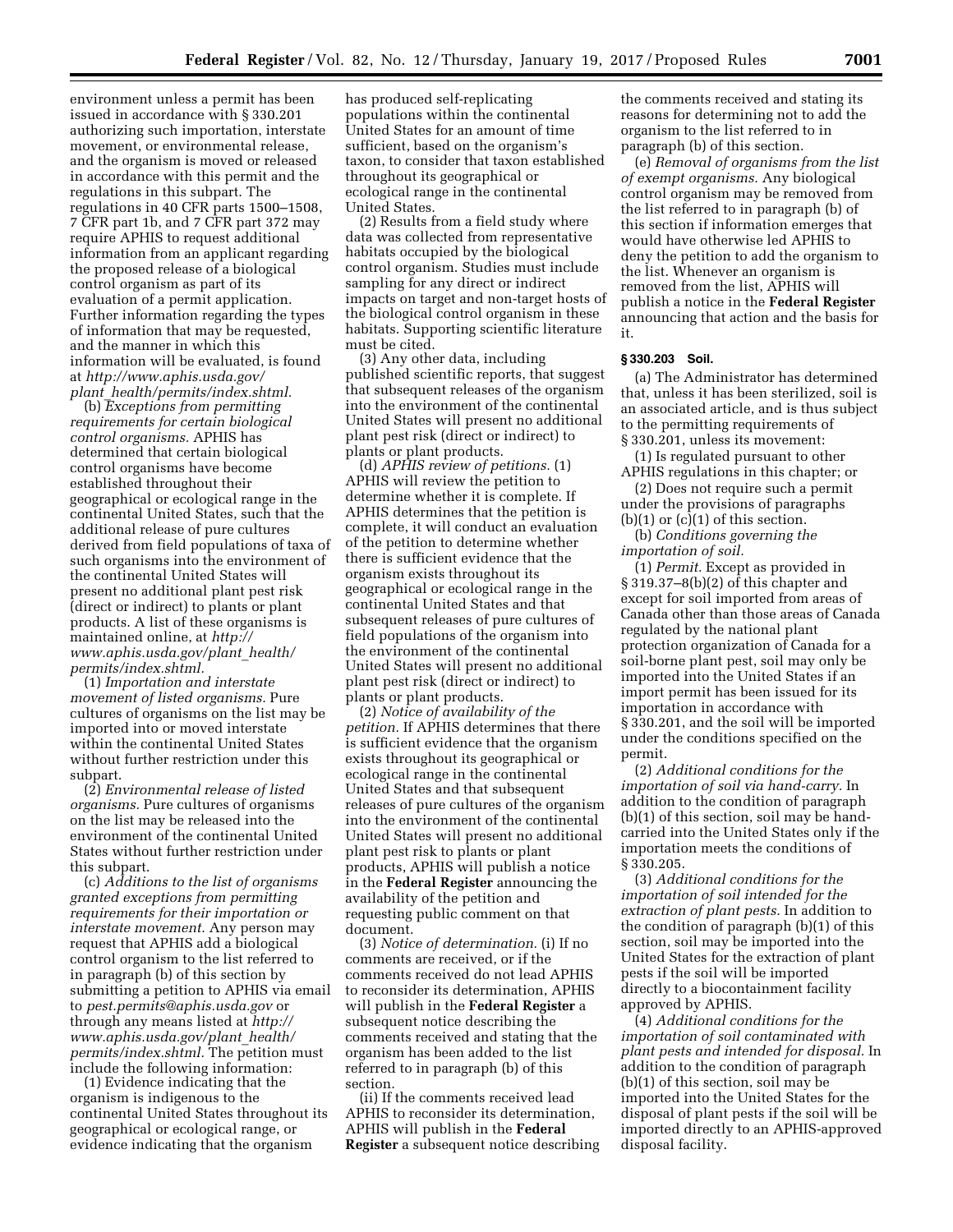environment unless a permit has been issued in accordance with § 330.201 authorizing such importation, interstate movement, or environmental release, and the organism is moved or released in accordance with this permit and the regulations in this subpart. The regulations in 40 CFR parts 1500–1508, 7 CFR part 1b, and 7 CFR part 372 may require APHIS to request additional information from an applicant regarding the proposed release of a biological control organism as part of its evaluation of a permit application. Further information regarding the types of information that may be requested, and the manner in which this information will be evaluated, is found at *http://www.aphis.usda.gov/plant_health/permits/index.shtml.*

(b) *Exceptions from permitting requirements for certain biological control organisms.* APHIS has determined that certain biological control organisms have become established throughout their geographical or ecological range in the continental United States, such that the additional release of pure cultures derived from field populations of taxa of such organisms into the environment of the continental United States will present no additional plant pest risk (direct or indirect) to plants or plant products. A list of these organisms is maintained online, at *http://www.aphis.usda.gov/plant_health/permits/index.shtml.*

(1) *Importation and interstate movement of listed organisms.* Pure cultures of organisms on the list may be imported into or moved interstate within the continental United States without further restriction under this subpart.

(2) *Environmental release of listed organisms.* Pure cultures of organisms on the list may be released into the environment of the continental United States without further restriction under this subpart.

(c) *Additions to the list of organisms granted exceptions from permitting requirements for their importation or interstate movement.* Any person may request that APHIS add a biological control organism to the list referred to in paragraph (b) of this section by submitting a petition to APHIS via email to *pest.permits@aphis.usda.gov* or through any means listed at *http://www.aphis.usda.gov/plant_health/permits/index.shtml.* The petition must include the following information:

(1) Evidence indicating that the organism is indigenous to the continental United States throughout its geographical or ecological range, or evidence indicating that the organism has produced self-replicating populations within the continental United States for an amount of time sufficient, based on the organism's taxon, to consider that taxon established throughout its geographical or ecological range in the continental United States.

(2) Results from a field study where data was collected from representative habitats occupied by the biological control organism. Studies must include sampling for any direct or indirect impacts on target and non-target hosts of the biological control organism in these habitats. Supporting scientific literature must be cited.

(3) Any other data, including published scientific reports, that suggest that subsequent releases of the organism into the environment of the continental United States will present no additional plant pest risk (direct or indirect) to plants or plant products.

(d) *APHIS review of petitions.* (1) APHIS will review the petition to determine whether it is complete. If APHIS determines that the petition is complete, it will conduct an evaluation of the petition to determine whether there is sufficient evidence that the organism exists throughout its geographical or ecological range in the continental United States and that subsequent releases of pure cultures of field populations of the organism into the environment of the continental United States will present no additional plant pest risk (direct or indirect) to plants or plant products.

(2) *Notice of availability of the petition.* If APHIS determines that there is sufficient evidence that the organism exists throughout its geographical or ecological range in the continental United States and that subsequent releases of pure cultures of the organism into the environment of the continental United States will present no additional plant pest risk to plants or plant products, APHIS will publish a notice in the **Federal Register** announcing the availability of the petition and requesting public comment on that document.

(3) *Notice of determination.* (i) If no comments are received, or if the comments received do not lead APHIS to reconsider its determination, APHIS will publish in the **Federal Register** a subsequent notice describing the comments received and stating that the organism has been added to the list referred to in paragraph (b) of this section.

(ii) If the comments received lead APHIS to reconsider its determination, APHIS will publish in the **Federal Register** a subsequent notice describing the comments received and stating its reasons for determining not to add the organism to the list referred to in paragraph (b) of this section.

(e) *Removal of organisms from the list of exempt organisms.* Any biological control organism may be removed from the list referred to in paragraph (b) of this section if information emerges that would have otherwise led APHIS to deny the petition to add the organism to the list. Whenever an organism is removed from the list, APHIS will publish a notice in the **Federal Register** announcing that action and the basis for it.

### § 330.203 Soil.

(a) The Administrator has determined that, unless it has been sterilized, soil is an associated article, and is thus subject to the permitting requirements of § 330.201, unless its movement:

(1) Is regulated pursuant to other APHIS regulations in this chapter; or

(2) Does not require such a permit under the provisions of paragraphs (b)(1) or (c)(1) of this section.

(b) *Conditions governing the importation of soil.*

(1) *Permit.* Except as provided in § 319.37–8(b)(2) of this chapter and except for soil imported from areas of Canada other than those areas of Canada regulated by the national plant protection organization of Canada for a soil-borne plant pest, soil may only be imported into the United States if an import permit has been issued for its importation in accordance with § 330.201, and the soil will be imported under the conditions specified on the permit.

(2) *Additional conditions for the importation of soil via hand-carry.* In addition to the condition of paragraph (b)(1) of this section, soil may be hand-carried into the United States only if the importation meets the conditions of § 330.205.

(3) *Additional conditions for the importation of soil intended for the extraction of plant pests.* In addition to the condition of paragraph (b)(1) of this section, soil may be imported into the United States for the extraction of plant pests if the soil will be imported directly to a biocontainment facility approved by APHIS.

(4) *Additional conditions for the importation of soil contaminated with plant pests and intended for disposal.* In addition to the condition of paragraph (b)(1) of this section, soil may be imported into the United States for the disposal of plant pests if the soil will be imported directly to an APHIS-approved disposal facility.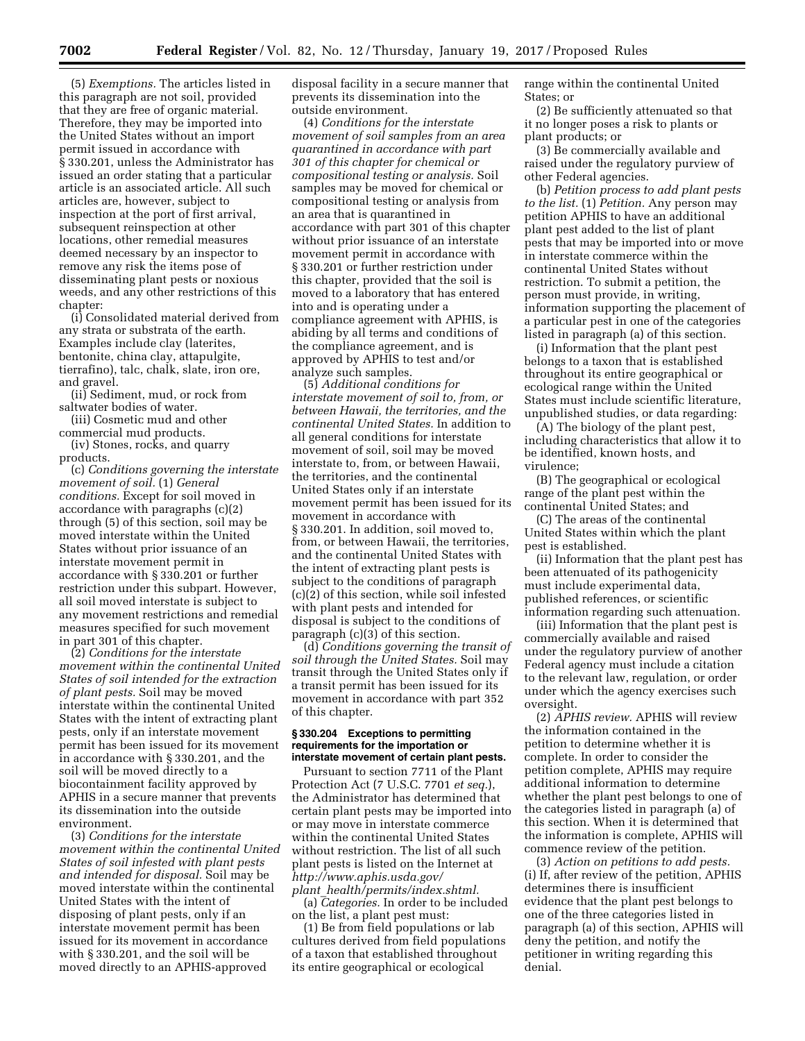(5) *Exemptions.* The articles listed in this paragraph are not soil, provided that they are free of organic material. Therefore, they may be imported into the United States without an import permit issued in accordance with § 330.201, unless the Administrator has issued an order stating that a particular article is an associated article. All such articles are, however, subject to inspection at the port of first arrival, subsequent reinspection at other locations, other remedial measures deemed necessary by an inspector to remove any risk the items pose of disseminating plant pests or noxious weeds, and any other restrictions of this chapter:

(i) Consolidated material derived from any strata or substrata of the earth. Examples include clay (laterites, bentonite, china clay, attapulgite, tierrafino), talc, chalk, slate, iron ore, and gravel.

(ii) Sediment, mud, or rock from saltwater bodies of water.

(iii) Cosmetic mud and other commercial mud products.

(iv) Stones, rocks, and quarry products.

(c) *Conditions governing the interstate movement of soil.* (1) *General conditions.* Except for soil moved in accordance with paragraphs (c)(2) through (5) of this section, soil may be moved interstate within the United States without prior issuance of an interstate movement permit in accordance with § 330.201 or further restriction under this subpart. However, all soil moved interstate is subject to any movement restrictions and remedial measures specified for such movement in part 301 of this chapter.

(2) *Conditions for the interstate movement within the continental United States of soil intended for the extraction of plant pests.* Soil may be moved interstate within the continental United States with the intent of extracting plant pests, only if an interstate movement permit has been issued for its movement in accordance with § 330.201, and the soil will be moved directly to a biocontainment facility approved by APHIS in a secure manner that prevents its dissemination into the outside environment.

(3) *Conditions for the interstate movement within the continental United States of soil infested with plant pests and intended for disposal.* Soil may be moved interstate within the continental United States with the intent of disposing of plant pests, only if an interstate movement permit has been issued for its movement in accordance with § 330.201, and the soil will be moved directly to an APHIS-approved disposal facility in a secure manner that prevents its dissemination into the outside environment.

(4) *Conditions for the interstate movement of soil samples from an area quarantined in accordance with part 301 of this chapter for chemical or compositional testing or analysis.* Soil samples may be moved for chemical or compositional testing or analysis from an area that is quarantined in accordance with part 301 of this chapter without prior issuance of an interstate movement permit in accordance with § 330.201 or further restriction under this chapter, provided that the soil is moved to a laboratory that has entered into and is operating under a compliance agreement with APHIS, is abiding by all terms and conditions of the compliance agreement, and is approved by APHIS to test and/or analyze such samples.

(5) *Additional conditions for interstate movement of soil to, from, or between Hawaii, the territories, and the continental United States.* In addition to all general conditions for interstate movement of soil, soil may be moved interstate to, from, or between Hawaii, the territories, and the continental United States only if an interstate movement permit has been issued for its movement in accordance with § 330.201. In addition, soil moved to, from, or between Hawaii, the territories, and the continental United States with the intent of extracting plant pests is subject to the conditions of paragraph (c)(2) of this section, while soil infested with plant pests and intended for disposal is subject to the conditions of paragraph (c)(3) of this section.

(d) *Conditions governing the transit of soil through the United States.* Soil may transit through the United States only if a transit permit has been issued for its movement in accordance with part 352 of this chapter.

### § 330.204 Exceptions to permitting requirements for the importation or interstate movement of certain plant pests.

Pursuant to section 7711 of the Plant Protection Act (7 U.S.C. 7701 *et seq.*), the Administrator has determined that certain plant pests may be imported into or may move in interstate commerce within the continental United States without restriction. The list of all such plant pests is listed on the Internet at *http://www.aphis.usda.gov/plant_health/permits/index.shtml.*

(a) *Categories.* In order to be included on the list, a plant pest must:

(1) Be from field populations or lab cultures derived from field populations of a taxon that established throughout its entire geographical or ecological range within the continental United States; or

(2) Be sufficiently attenuated so that it no longer poses a risk to plants or plant products; or

(3) Be commercially available and raised under the regulatory purview of other Federal agencies.

(b) *Petition process to add plant pests to the list.* (1) *Petition.* Any person may petition APHIS to have an additional plant pest added to the list of plant pests that may be imported into or move in interstate commerce within the continental United States without restriction. To submit a petition, the person must provide, in writing, information supporting the placement of a particular pest in one of the categories listed in paragraph (a) of this section.

(i) Information that the plant pest belongs to a taxon that is established throughout its entire geographical or ecological range within the United States must include scientific literature, unpublished studies, or data regarding:

(A) The biology of the plant pest, including characteristics that allow it to be identified, known hosts, and virulence;

(B) The geographical or ecological range of the plant pest within the continental United States; and

(C) The areas of the continental United States within which the plant pest is established.

(ii) Information that the plant pest has been attenuated of its pathogenicity must include experimental data, published references, or scientific information regarding such attenuation.

(iii) Information that the plant pest is commercially available and raised under the regulatory purview of another Federal agency must include a citation to the relevant law, regulation, or order under which the agency exercises such oversight.

(2) *APHIS review.* APHIS will review the information contained in the petition to determine whether it is complete. In order to consider the petition complete, APHIS may require additional information to determine whether the plant pest belongs to one of the categories listed in paragraph (a) of this section. When it is determined that the information is complete, APHIS will commence review of the petition.

(3) *Action on petitions to add pests.* (i) If, after review of the petition, APHIS determines there is insufficient evidence that the plant pest belongs to one of the three categories listed in paragraph (a) of this section, APHIS will deny the petition, and notify the petitioner in writing regarding this denial.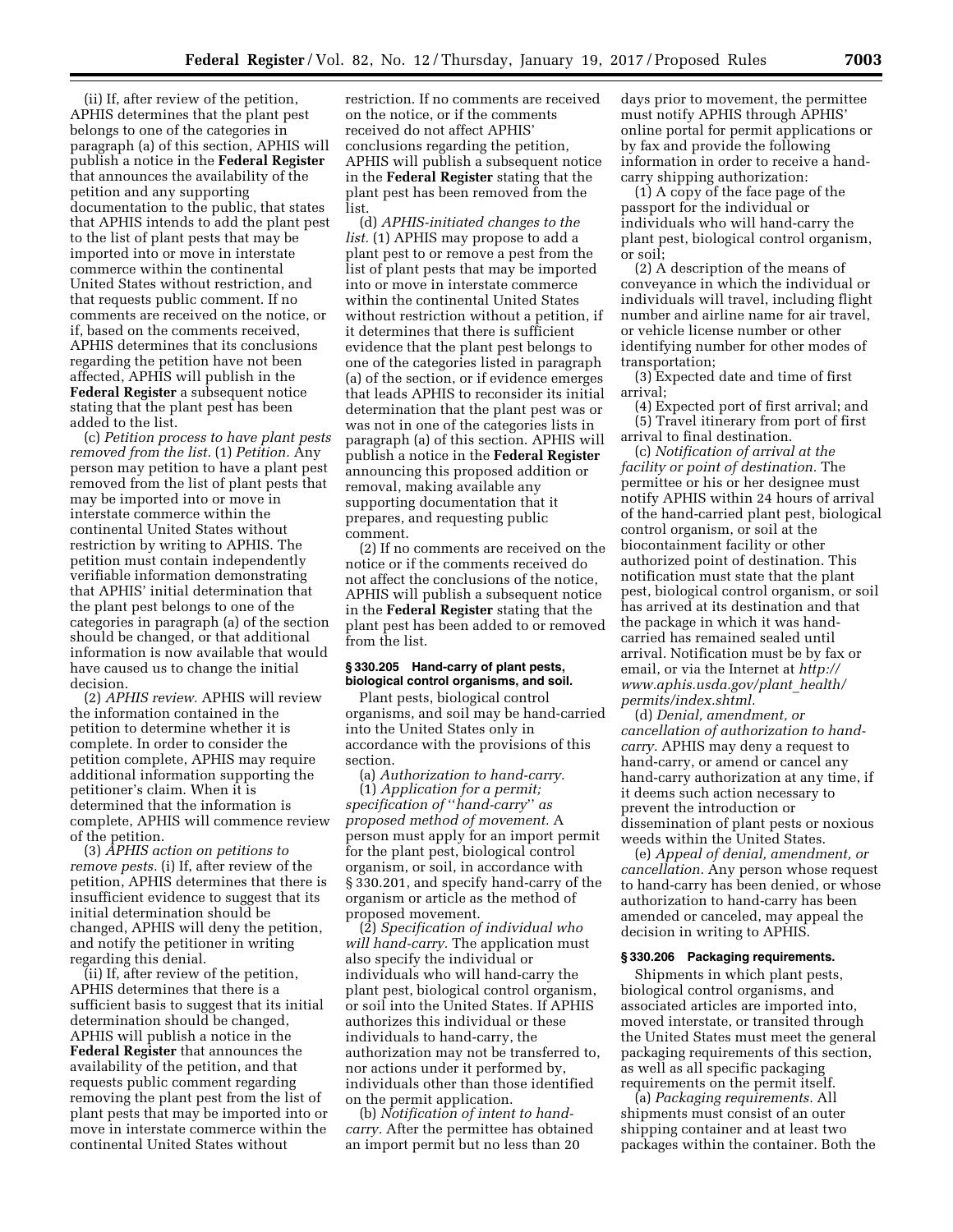(ii) If, after review of the petition, APHIS determines that the plant pest belongs to one of the categories in paragraph (a) of this section, APHIS will publish a notice in the **Federal Register** that announces the availability of the petition and any supporting documentation to the public, that states that APHIS intends to add the plant pest to the list of plant pests that may be imported into or move in interstate commerce within the continental United States without restriction, and that requests public comment. If no comments are received on the notice, or if, based on the comments received, APHIS determines that its conclusions regarding the petition have not been affected, APHIS will publish in the **Federal Register** a subsequent notice stating that the plant pest has been added to the list.

(c) *Petition process to have plant pests removed from the list.* (1) *Petition.* Any person may petition to have a plant pest removed from the list of plant pests that may be imported into or move in interstate commerce within the continental United States without restriction by writing to APHIS. The petition must contain independently verifiable information demonstrating that APHIS' initial determination that the plant pest belongs to one of the categories in paragraph (a) of the section should be changed, or that additional information is now available that would have caused us to change the initial decision.

(2) *APHIS review.* APHIS will review the information contained in the petition to determine whether it is complete. In order to consider the petition complete, APHIS may require additional information supporting the petitioner's claim. When it is determined that the information is complete, APHIS will commence review of the petition.

(3) *APHIS action on petitions to remove pests.* (i) If, after review of the petition, APHIS determines that there is insufficient evidence to suggest that its initial determination should be changed, APHIS will deny the petition, and notify the petitioner in writing regarding this denial.

(ii) If, after review of the petition, APHIS determines that there is a sufficient basis to suggest that its initial determination should be changed, APHIS will publish a notice in the **Federal Register** that announces the availability of the petition, and that requests public comment regarding removing the plant pest from the list of plant pests that may be imported into or move in interstate commerce within the continental United States without restriction. If no comments are received on the notice, or if the comments received do not affect APHIS' conclusions regarding the petition, APHIS will publish a subsequent notice in the **Federal Register** stating that the plant pest has been removed from the list.

(d) *APHIS-initiated changes to the list.* (1) APHIS may propose to add a plant pest to or remove a pest from the list of plant pests that may be imported into or move in interstate commerce within the continental United States without restriction without a petition, if it determines that there is sufficient evidence that the plant pest belongs to one of the categories listed in paragraph (a) of the section, or if evidence emerges that leads APHIS to reconsider its initial determination that the plant pest was or was not in one of the categories lists in paragraph (a) of this section. APHIS will publish a notice in the **Federal Register** announcing this proposed addition or removal, making available any supporting documentation that it prepares, and requesting public comment.

(2) If no comments are received on the notice or if the comments received do not affect the conclusions of the notice, APHIS will publish a subsequent notice in the **Federal Register** stating that the plant pest has been added to or removed from the list.

#### § 330.205 Hand-carry of plant pests, biological control organisms, and soil.

Plant pests, biological control organisms, and soil may be hand-carried into the United States only in accordance with the provisions of this section.

(a) *Authorization to hand-carry.*

(1) *Application for a permit; specification of "hand-carry" as proposed method of movement.* A person must apply for an import permit for the plant pest, biological control organism, or soil, in accordance with § 330.201, and specify hand-carry of the organism or article as the method of proposed movement.

(2) *Specification of individual who will hand-carry.* The application must also specify the individual or individuals who will hand-carry the plant pest, biological control organism, or soil into the United States. If APHIS authorizes this individual or these individuals to hand-carry, the authorization may not be transferred to, nor actions under it performed by, individuals other than those identified on the permit application.

(b) *Notification of intent to hand-carry.* After the permittee has obtained an import permit but no less than 20 days prior to movement, the permittee must notify APHIS through APHIS' online portal for permit applications or by fax and provide the following information in order to receive a hand-carry shipping authorization:

(1) A copy of the face page of the passport for the individual or individuals who will hand-carry the plant pest, biological control organism, or soil;

(2) A description of the means of conveyance in which the individual or individuals will travel, including flight number and airline name for air travel, or vehicle license number or other identifying number for other modes of transportation;

(3) Expected date and time of first arrival;

(4) Expected port of first arrival; and

(5) Travel itinerary from port of first arrival to final destination.

(c) *Notification of arrival at the facility or point of destination.* The permittee or his or her designee must notify APHIS within 24 hours of arrival of the hand-carried plant pest, biological control organism, or soil at the biocontainment facility or other authorized point of destination. This notification must state that the plant pest, biological control organism, or soil has arrived at its destination and that the package in which it was hand-carried has remained sealed until arrival. Notification must be by fax or email, or via the Internet at *http://www.aphis.usda.gov/plant_health/permits/index.shtml.*

(d) *Denial, amendment, or cancellation of authorization to hand-carry.* APHIS may deny a request to hand-carry, or amend or cancel any hand-carry authorization at any time, if it deems such action necessary to prevent the introduction or dissemination of plant pests or noxious weeds within the United States.

(e) *Appeal of denial, amendment, or cancellation.* Any person whose request to hand-carry has been denied, or whose authorization to hand-carry has been amended or canceled, may appeal the decision in writing to APHIS.

#### § 330.206 Packaging requirements.

Shipments in which plant pests, biological control organisms, and associated articles are imported into, moved interstate, or transited through the United States must meet the general packaging requirements of this section, as well as all specific packaging requirements on the permit itself.

(a) *Packaging requirements.* All shipments must consist of an outer shipping container and at least two packages within the container. Both the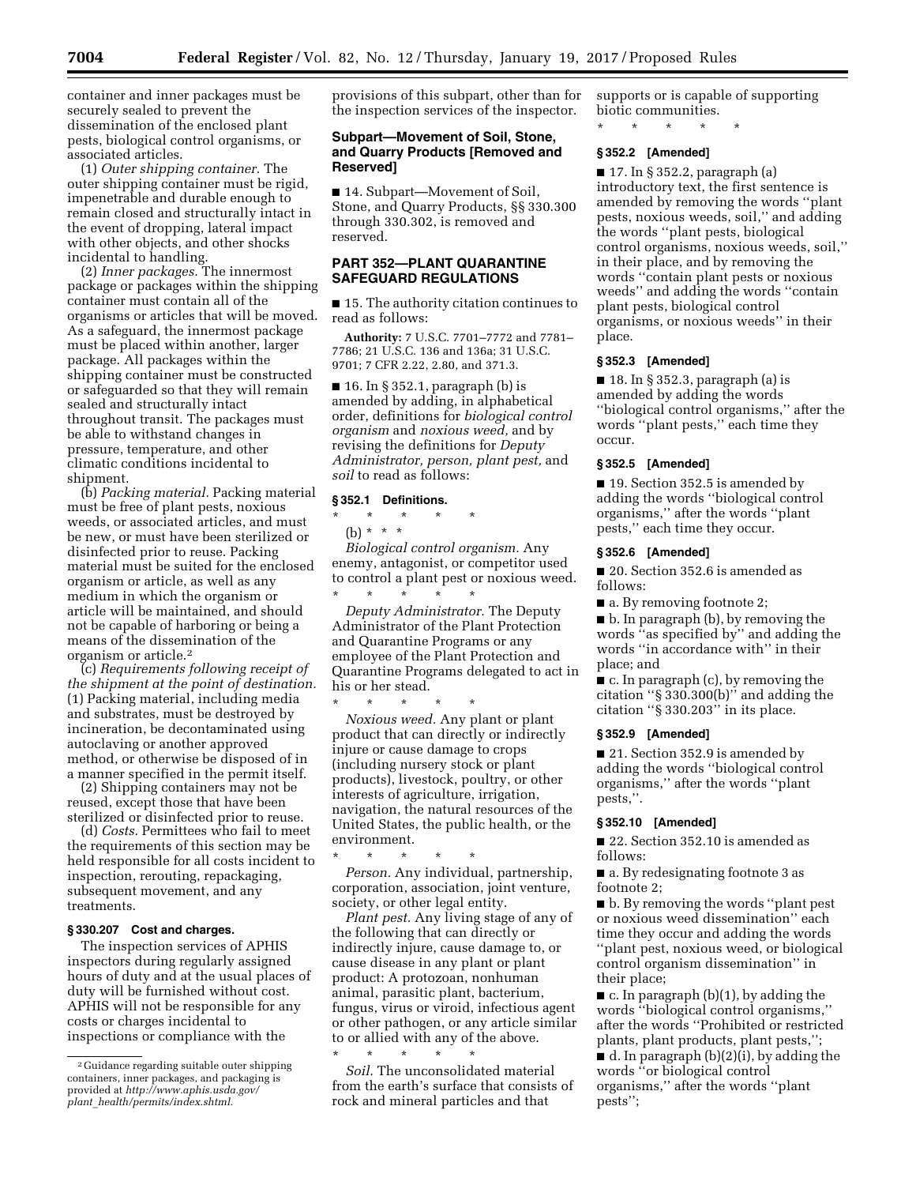container and inner packages must be securely sealed to prevent the dissemination of the enclosed plant pests, biological control organisms, or associated articles.

(1) *Outer shipping container.* The outer shipping container must be rigid, impenetrable and durable enough to remain closed and structurally intact in the event of dropping, lateral impact with other objects, and other shocks incidental to handling.

(2) *Inner packages.* The innermost package or packages within the shipping container must contain all of the organisms or articles that will be moved. As a safeguard, the innermost package must be placed within another, larger package. All packages within the shipping container must be constructed or safeguarded so that they will remain sealed and structurally intact throughout transit. The packages must be able to withstand changes in pressure, temperature, and other climatic conditions incidental to shipment.

(b) *Packing material.* Packing material must be free of plant pests, noxious weeds, or associated articles, and must be new, or must have been sterilized or disinfected prior to reuse. Packing material must be suited for the enclosed organism or article, as well as any medium in which the organism or article will be maintained, and should not be capable of harboring or being a means of the dissemination of the organism or article.[2]

(c) *Requirements following receipt of the shipment at the point of destination.* (1) Packing material, including media and substrates, must be destroyed by incineration, be decontaminated using autoclaving or another approved method, or otherwise be disposed of in a manner specified in the permit itself.

(2) Shipping containers may not be reused, except those that have been sterilized or disinfected prior to reuse.

(d) *Costs.* Permittees who fail to meet the requirements of this section may be held responsible for all costs incident to inspection, rerouting, repackaging, subsequent movement, and any treatments.

### § 330.207 Cost and charges.

The inspection services of APHIS inspectors during regularly assigned hours of duty and at the usual places of duty will be furnished without cost. APHIS will not be responsible for any costs or charges incidental to inspections or compliance with the provisions of this subpart, other than for the inspection services of the inspector.

[2] Guidance regarding suitable outer shipping containers, inner packages, and packaging is provided at *http://www.aphis.usda.gov/plant_health/permits/index.shtml.*

## Subpart—Movement of Soil, Stone, and Quarry Products [Removed and Reserved]

■ 14. Subpart—Movement of Soil, Stone, and Quarry Products, §§ 330.300 through 330.302, is removed and reserved.

## PART 352—PLANT QUARANTINE SAFEGUARD REGULATIONS

■ 15. The authority citation continues to read as follows:

**Authority:** 7 U.S.C. 7701–7772 and 7781–7786; 21 U.S.C. 136 and 136a; 31 U.S.C. 9701; 7 CFR 2.22, 2.80, and 371.3.

■ 16. In § 352.1, paragraph (b) is amended by adding, in alphabetical order, definitions for *biological control organism* and *noxious weed,* and by revising the definitions for *Deputy Administrator, person, plant pest,* and *soil* to read as follows:

### § 352.1 Definitions.

\* \* \* \* \*

(b) \* \* \*

*Biological control organism.* Any enemy, antagonist, or competitor used to control a plant pest or noxious weed.

\* \* \* \* \*

*Deputy Administrator.* The Deputy Administrator of the Plant Protection and Quarantine Programs or any employee of the Plant Protection and Quarantine Programs delegated to act in his or her stead.

\* \* \* \* \*

*Noxious weed.* Any plant or plant product that can directly or indirectly injure or cause damage to crops (including nursery stock or plant products), livestock, poultry, or other interests of agriculture, irrigation, navigation, the natural resources of the United States, the public health, or the environment.

\* \* \* \* \*

*Person.* Any individual, partnership, corporation, association, joint venture, society, or other legal entity.

*Plant pest.* Any living stage of any of the following that can directly or indirectly injure, cause damage to, or cause disease in any plant or plant product: A protozoan, nonhuman animal, parasitic plant, bacterium, fungus, virus or viroid, infectious agent or other pathogen, or any article similar to or allied with any of the above.

\* \* \* \* \*

*Soil.* The unconsolidated material from the earth's surface that consists of rock and mineral particles and that supports or is capable of supporting biotic communities.

\* \* \* \* \*

### § 352.2 [Amended]

■ 17. In § 352.2, paragraph (a) introductory text, the first sentence is amended by removing the words "plant pests, noxious weeds, soil," and adding the words "plant pests, biological control organisms, noxious weeds, soil," in their place, and by removing the words "contain plant pests or noxious weeds" and adding the words "contain plant pests, biological control organisms, or noxious weeds" in their place.

### § 352.3 [Amended]

■ 18. In § 352.3, paragraph (a) is amended by adding the words "biological control organisms," after the words "plant pests," each time they occur.

### § 352.5 [Amended]

■ 19. Section 352.5 is amended by adding the words "biological control organisms," after the words "plant pests," each time they occur.

### § 352.6 [Amended]

■ 20. Section 352.6 is amended as follows:

■ a. By removing footnote 2;

■ b. In paragraph (b), by removing the words "as specified by" and adding the words "in accordance with" in their place; and

■ c. In paragraph (c), by removing the citation "§ 330.300(b)" and adding the citation "§ 330.203" in its place.

### § 352.9 [Amended]

■ 21. Section 352.9 is amended by adding the words "biological control organisms," after the words "plant pests,".

### § 352.10 [Amended]

■ 22. Section 352.10 is amended as follows:

■ a. By redesignating footnote 3 as footnote 2;

■ b. By removing the words "plant pest or noxious weed dissemination" each time they occur and adding the words "plant pest, noxious weed, or biological control organism dissemination" in their place;

■ c. In paragraph (b)(1), by adding the words "biological control organisms," after the words "Prohibited or restricted plants, plant products, plant pests,";

■ d. In paragraph (b)(2)(i), by adding the words "or biological control organisms," after the words "plant pests";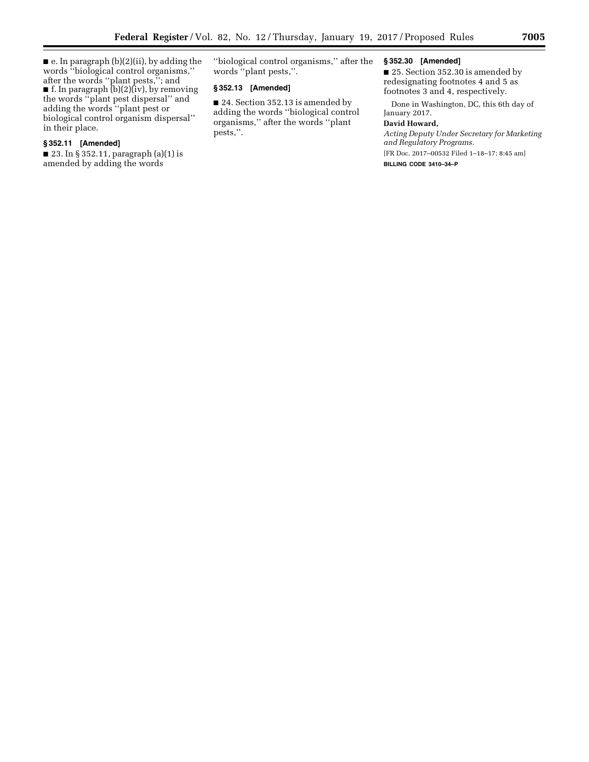■ e. In paragraph (b)(2)(ii), by adding the words ''biological control organisms,'' after the words ''plant pests,''; and

■ f. In paragraph (b)(2)(iv), by removing the words ''plant pest dispersal'' and adding the words ''plant pest or biological control organism dispersal'' in their place.

### § 352.11 [Amended]

■ 23. In § 352.11, paragraph (a)(1) is amended by adding the words ''biological control organisms,'' after the words ''plant pests,''.

### § 352.13 [Amended]

■ 24. Section 352.13 is amended by adding the words ''biological control organisms,'' after the words ''plant pests,''.

### § 352.30 [Amended]

■ 25. Section 352.30 is amended by redesignating footnotes 4 and 5 as footnotes 3 and 4, respectively.

Done in Washington, DC, this 6th day of January 2017.

**David Howard,**

*Acting Deputy Under Secretary for Marketing and Regulatory Programs.*

[FR Doc. 2017–00532 Filed 1–18–17; 8:45 am]

**BILLING CODE 3410–34–P**